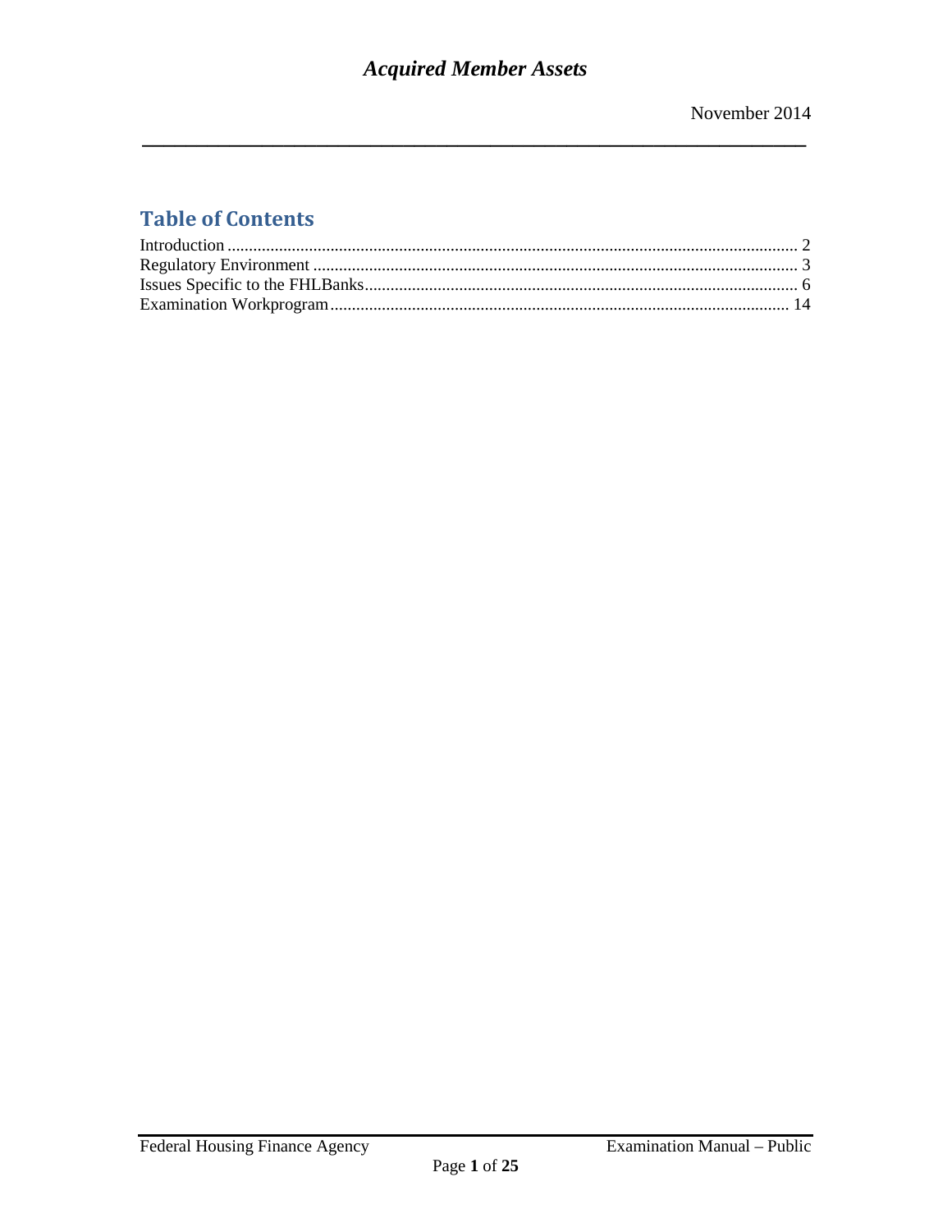# Acquired Member Assets

November 2014

## Table of Contents

Introduction .................................................................................................................................... 2
Regulatory Environment ................................................................................................................ 3
Issues Specific to the FHLBanks.................................................................................................... 6
Examination Workprogram.......................................................................................................... 14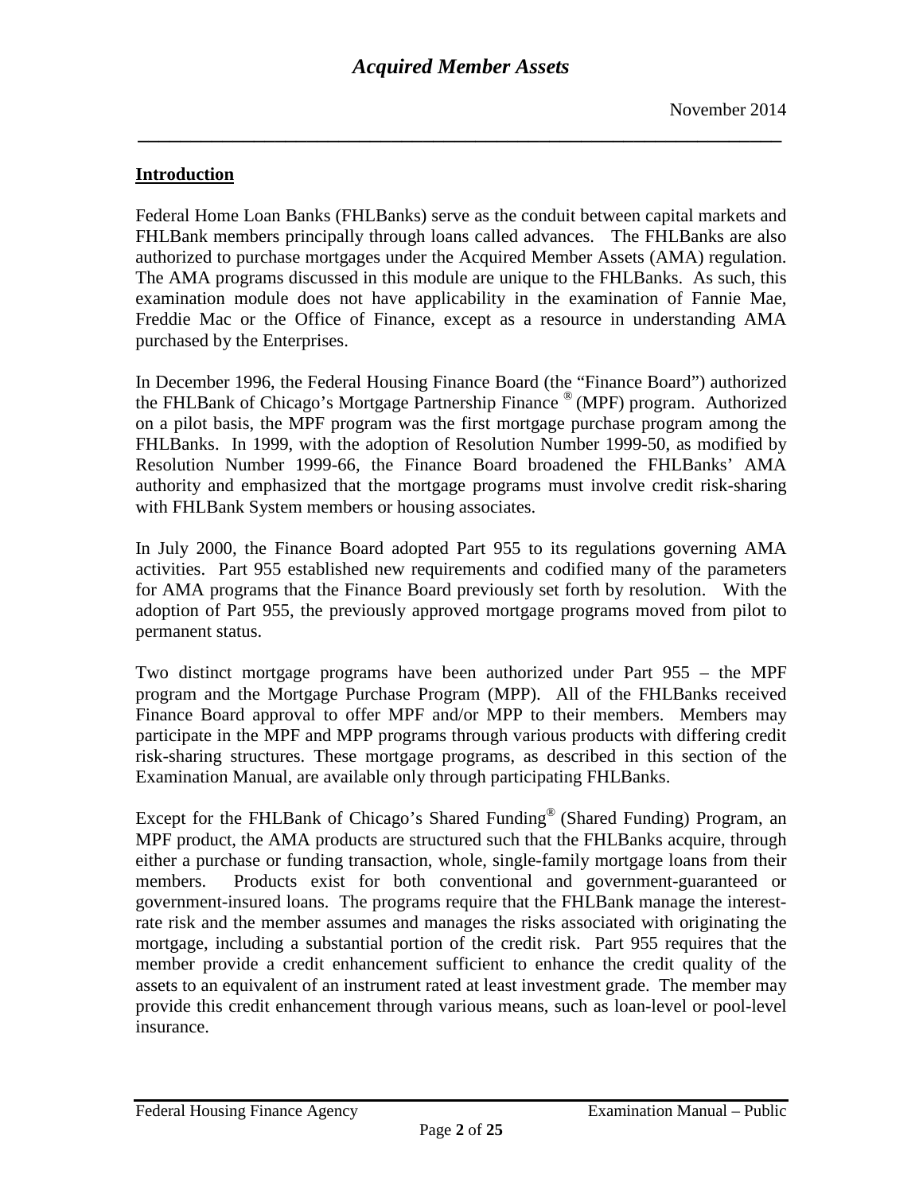## Introduction

Federal Home Loan Banks (FHLBanks) serve as the conduit between capital markets and FHLBank members principally through loans called advances. The FHLBanks are also authorized to purchase mortgages under the Acquired Member Assets (AMA) regulation. The AMA programs discussed in this module are unique to the FHLBanks. As such, this examination module does not have applicability in the examination of Fannie Mae, Freddie Mac or the Office of Finance, except as a resource in understanding AMA purchased by the Enterprises.

In December 1996, the Federal Housing Finance Board (the "Finance Board") authorized the FHLBank of Chicago's Mortgage Partnership Finance ® (MPF) program. Authorized on a pilot basis, the MPF program was the first mortgage purchase program among the FHLBanks. In 1999, with the adoption of Resolution Number 1999-50, as modified by Resolution Number 1999-66, the Finance Board broadened the FHLBanks' AMA authority and emphasized that the mortgage programs must involve credit risk-sharing with FHLBank System members or housing associates.

In July 2000, the Finance Board adopted Part 955 to its regulations governing AMA activities. Part 955 established new requirements and codified many of the parameters for AMA programs that the Finance Board previously set forth by resolution. With the adoption of Part 955, the previously approved mortgage programs moved from pilot to permanent status.

Two distinct mortgage programs have been authorized under Part 955 – the MPF program and the Mortgage Purchase Program (MPP). All of the FHLBanks received Finance Board approval to offer MPF and/or MPP to their members. Members may participate in the MPF and MPP programs through various products with differing credit risk-sharing structures. These mortgage programs, as described in this section of the Examination Manual, are available only through participating FHLBanks.

Except for the FHLBank of Chicago's Shared Funding® (Shared Funding) Program, an MPF product, the AMA products are structured such that the FHLBanks acquire, through either a purchase or funding transaction, whole, single-family mortgage loans from their members. Products exist for both conventional and government-guaranteed or government-insured loans. The programs require that the FHLBank manage the interest-rate risk and the member assumes and manages the risks associated with originating the mortgage, including a substantial portion of the credit risk. Part 955 requires that the member provide a credit enhancement sufficient to enhance the credit quality of the assets to an equivalent of an instrument rated at least investment grade. The member may provide this credit enhancement through various means, such as loan-level or pool-level insurance.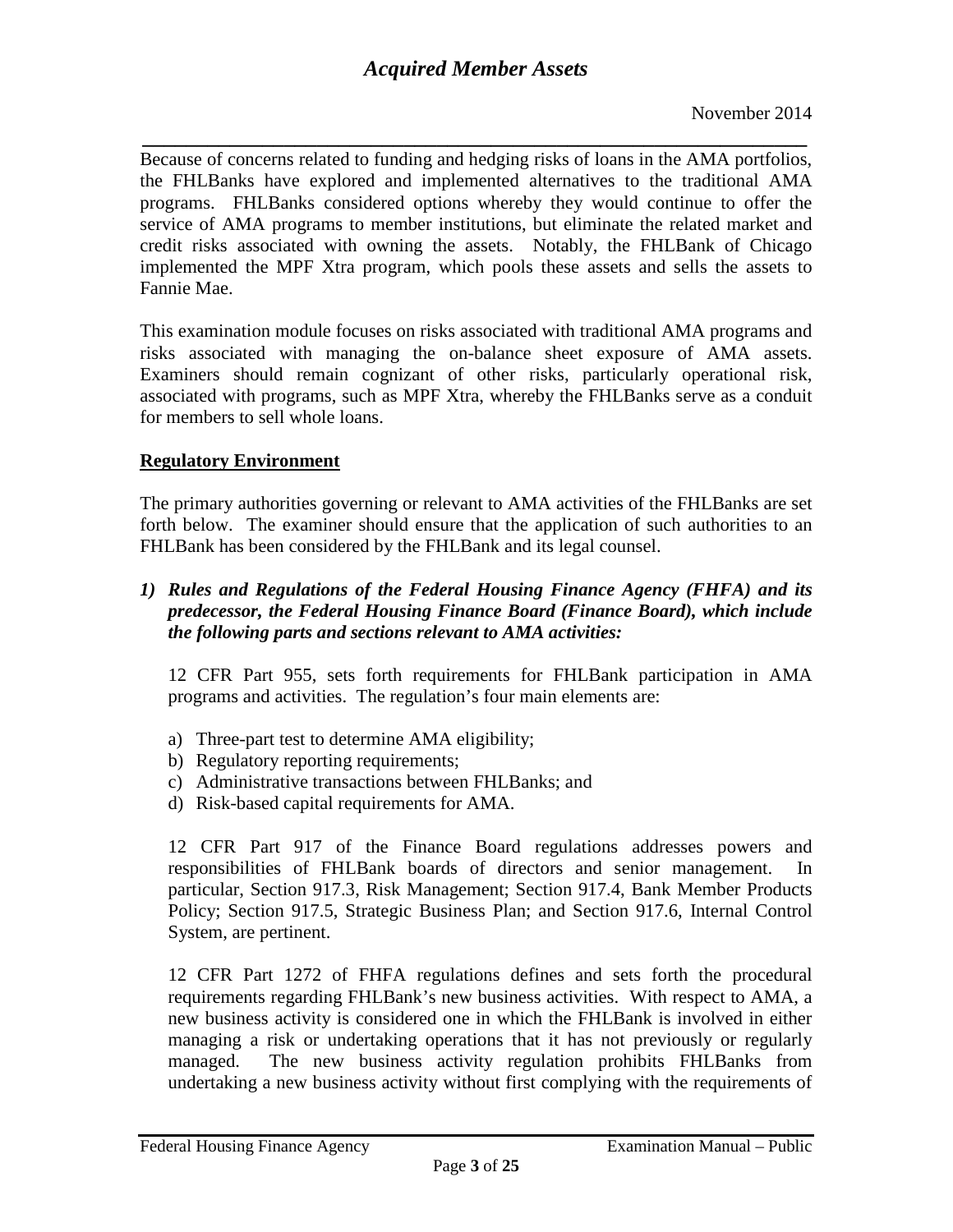Because of concerns related to funding and hedging risks of loans in the AMA portfolios, the FHLBanks have explored and implemented alternatives to the traditional AMA programs. FHLBanks considered options whereby they would continue to offer the service of AMA programs to member institutions, but eliminate the related market and credit risks associated with owning the assets. Notably, the FHLBank of Chicago implemented the MPF Xtra program, which pools these assets and sells the assets to Fannie Mae.

This examination module focuses on risks associated with traditional AMA programs and risks associated with managing the on-balance sheet exposure of AMA assets. Examiners should remain cognizant of other risks, particularly operational risk, associated with programs, such as MPF Xtra, whereby the FHLBanks serve as a conduit for members to sell whole loans.

**Regulatory Environment**

The primary authorities governing or relevant to AMA activities of the FHLBanks are set forth below. The examiner should ensure that the application of such authorities to an FHLBank has been considered by the FHLBank and its legal counsel.

***1) Rules and Regulations of the Federal Housing Finance Agency (FHFA) and its predecessor, the Federal Housing Finance Board (Finance Board), which include the following parts and sections relevant to AMA activities:***

12 CFR Part 955, sets forth requirements for FHLBank participation in AMA programs and activities. The regulation's four main elements are:

a) Three-part test to determine AMA eligibility;
b) Regulatory reporting requirements;
c) Administrative transactions between FHLBanks; and
d) Risk-based capital requirements for AMA.

12 CFR Part 917 of the Finance Board regulations addresses powers and responsibilities of FHLBank boards of directors and senior management. In particular, Section 917.3, Risk Management; Section 917.4, Bank Member Products Policy; Section 917.5, Strategic Business Plan; and Section 917.6, Internal Control System, are pertinent.

12 CFR Part 1272 of FHFA regulations defines and sets forth the procedural requirements regarding FHLBank's new business activities. With respect to AMA, a new business activity is considered one in which the FHLBank is involved in either managing a risk or undertaking operations that it has not previously or regularly managed. The new business activity regulation prohibits FHLBanks from undertaking a new business activity without first complying with the requirements of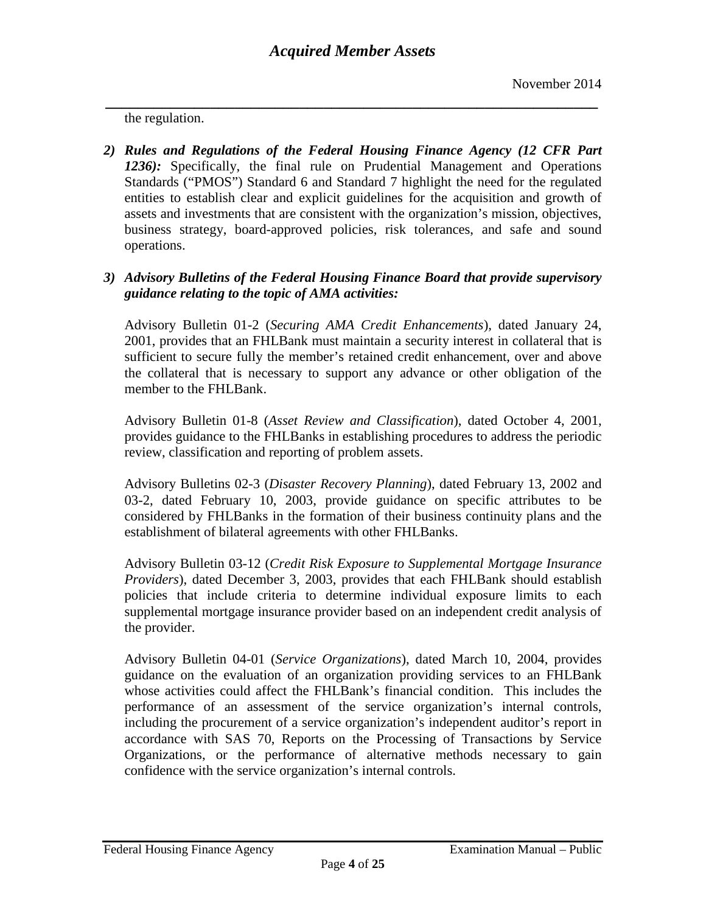the regulation.

2) ***Rules and Regulations of the Federal Housing Finance Agency (12 CFR Part 1236):*** Specifically, the final rule on Prudential Management and Operations Standards ("PMOS") Standard 6 and Standard 7 highlight the need for the regulated entities to establish clear and explicit guidelines for the acquisition and growth of assets and investments that are consistent with the organization's mission, objectives, business strategy, board-approved policies, risk tolerances, and safe and sound operations.

3) ***Advisory Bulletins of the Federal Housing Finance Board that provide supervisory guidance relating to the topic of AMA activities:***

   Advisory Bulletin 01-2 (*Securing AMA Credit Enhancements*), dated January 24, 2001, provides that an FHLBank must maintain a security interest in collateral that is sufficient to secure fully the member's retained credit enhancement, over and above the collateral that is necessary to support any advance or other obligation of the member to the FHLBank.

   Advisory Bulletin 01-8 (*Asset Review and Classification*), dated October 4, 2001, provides guidance to the FHLBanks in establishing procedures to address the periodic review, classification and reporting of problem assets.

   Advisory Bulletins 02-3 (*Disaster Recovery Planning*), dated February 13, 2002 and 03-2, dated February 10, 2003, provide guidance on specific attributes to be considered by FHLBanks in the formation of their business continuity plans and the establishment of bilateral agreements with other FHLBanks.

   Advisory Bulletin 03-12 (*Credit Risk Exposure to Supplemental Mortgage Insurance Providers*), dated December 3, 2003, provides that each FHLBank should establish policies that include criteria to determine individual exposure limits to each supplemental mortgage insurance provider based on an independent credit analysis of the provider.

   Advisory Bulletin 04-01 (*Service Organizations*), dated March 10, 2004, provides guidance on the evaluation of an organization providing services to an FHLBank whose activities could affect the FHLBank's financial condition. This includes the performance of an assessment of the service organization's internal controls, including the procurement of a service organization's independent auditor's report in accordance with SAS 70, Reports on the Processing of Transactions by Service Organizations, or the performance of alternative methods necessary to gain confidence with the service organization's internal controls.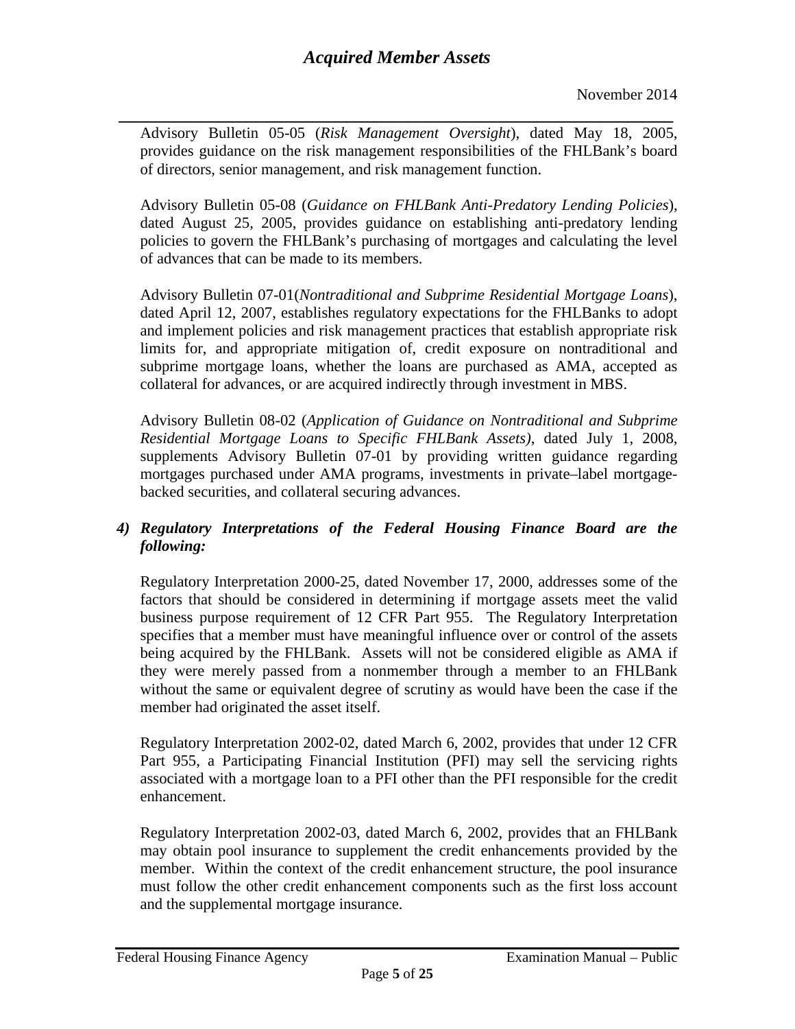Advisory Bulletin 05-05 (*Risk Management Oversight*), dated May 18, 2005, provides guidance on the risk management responsibilities of the FHLBank's board of directors, senior management, and risk management function.

Advisory Bulletin 05-08 (*Guidance on FHLBank Anti-Predatory Lending Policies*), dated August 25, 2005, provides guidance on establishing anti-predatory lending policies to govern the FHLBank's purchasing of mortgages and calculating the level of advances that can be made to its members.

Advisory Bulletin 07-01(*Nontraditional and Subprime Residential Mortgage Loans*), dated April 12, 2007, establishes regulatory expectations for the FHLBanks to adopt and implement policies and risk management practices that establish appropriate risk limits for, and appropriate mitigation of, credit exposure on nontraditional and subprime mortgage loans, whether the loans are purchased as AMA, accepted as collateral for advances, or are acquired indirectly through investment in MBS.

Advisory Bulletin 08-02 (*Application of Guidance on Nontraditional and Subprime Residential Mortgage Loans to Specific FHLBank Assets)*, dated July 1, 2008, supplements Advisory Bulletin 07-01 by providing written guidance regarding mortgages purchased under AMA programs, investments in private–label mortgage-backed securities, and collateral securing advances.

***4) Regulatory Interpretations of the Federal Housing Finance Board are the following:***

Regulatory Interpretation 2000-25, dated November 17, 2000, addresses some of the factors that should be considered in determining if mortgage assets meet the valid business purpose requirement of 12 CFR Part 955. The Regulatory Interpretation specifies that a member must have meaningful influence over or control of the assets being acquired by the FHLBank. Assets will not be considered eligible as AMA if they were merely passed from a nonmember through a member to an FHLBank without the same or equivalent degree of scrutiny as would have been the case if the member had originated the asset itself.

Regulatory Interpretation 2002-02, dated March 6, 2002, provides that under 12 CFR Part 955, a Participating Financial Institution (PFI) may sell the servicing rights associated with a mortgage loan to a PFI other than the PFI responsible for the credit enhancement.

Regulatory Interpretation 2002-03, dated March 6, 2002, provides that an FHLBank may obtain pool insurance to supplement the credit enhancements provided by the member. Within the context of the credit enhancement structure, the pool insurance must follow the other credit enhancement components such as the first loss account and the supplemental mortgage insurance.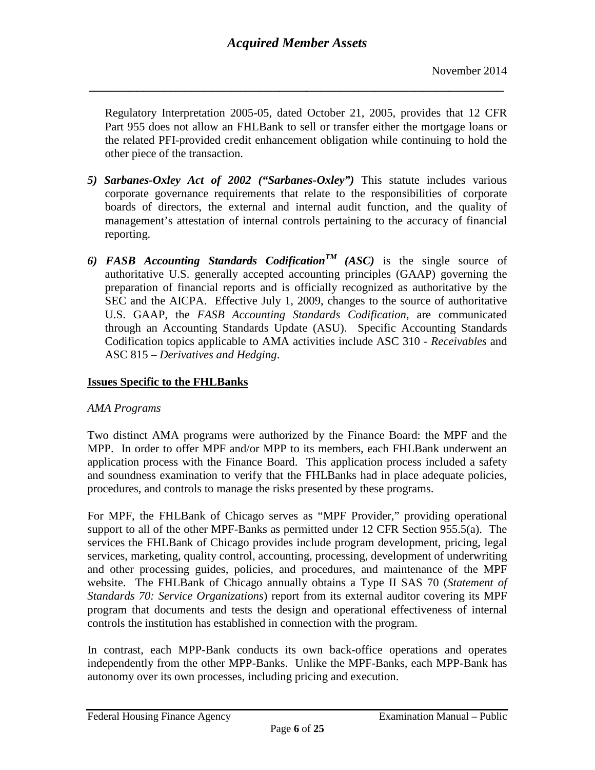Regulatory Interpretation 2005-05, dated October 21, 2005, provides that 12 CFR Part 955 does not allow an FHLBank to sell or transfer either the mortgage loans or the related PFI-provided credit enhancement obligation while continuing to hold the other piece of the transaction.

5) ***Sarbanes-Oxley Act of 2002 ("Sarbanes-Oxley")*** This statute includes various corporate governance requirements that relate to the responsibilities of corporate boards of directors, the external and internal audit function, and the quality of management's attestation of internal controls pertaining to the accuracy of financial reporting.

6) ***FASB Accounting Standards Codification™ (ASC)*** is the single source of authoritative U.S. generally accepted accounting principles (GAAP) governing the preparation of financial reports and is officially recognized as authoritative by the SEC and the AICPA. Effective July 1, 2009, changes to the source of authoritative U.S. GAAP, the *FASB Accounting Standards Codification*, are communicated through an Accounting Standards Update (ASU). Specific Accounting Standards Codification topics applicable to AMA activities include ASC 310 - *Receivables* and ASC 815 – *Derivatives and Hedging*.

## Issues Specific to the FHLBanks

*AMA Programs*

Two distinct AMA programs were authorized by the Finance Board: the MPF and the MPP. In order to offer MPF and/or MPP to its members, each FHLBank underwent an application process with the Finance Board. This application process included a safety and soundness examination to verify that the FHLBanks had in place adequate policies, procedures, and controls to manage the risks presented by these programs.

For MPF, the FHLBank of Chicago serves as "MPF Provider," providing operational support to all of the other MPF-Banks as permitted under 12 CFR Section 955.5(a). The services the FHLBank of Chicago provides include program development, pricing, legal services, marketing, quality control, accounting, processing, development of underwriting and other processing guides, policies, and procedures, and maintenance of the MPF website. The FHLBank of Chicago annually obtains a Type II SAS 70 (*Statement of Standards 70: Service Organizations*) report from its external auditor covering its MPF program that documents and tests the design and operational effectiveness of internal controls the institution has established in connection with the program.

In contrast, each MPP-Bank conducts its own back-office operations and operates independently from the other MPP-Banks. Unlike the MPF-Banks, each MPP-Bank has autonomy over its own processes, including pricing and execution.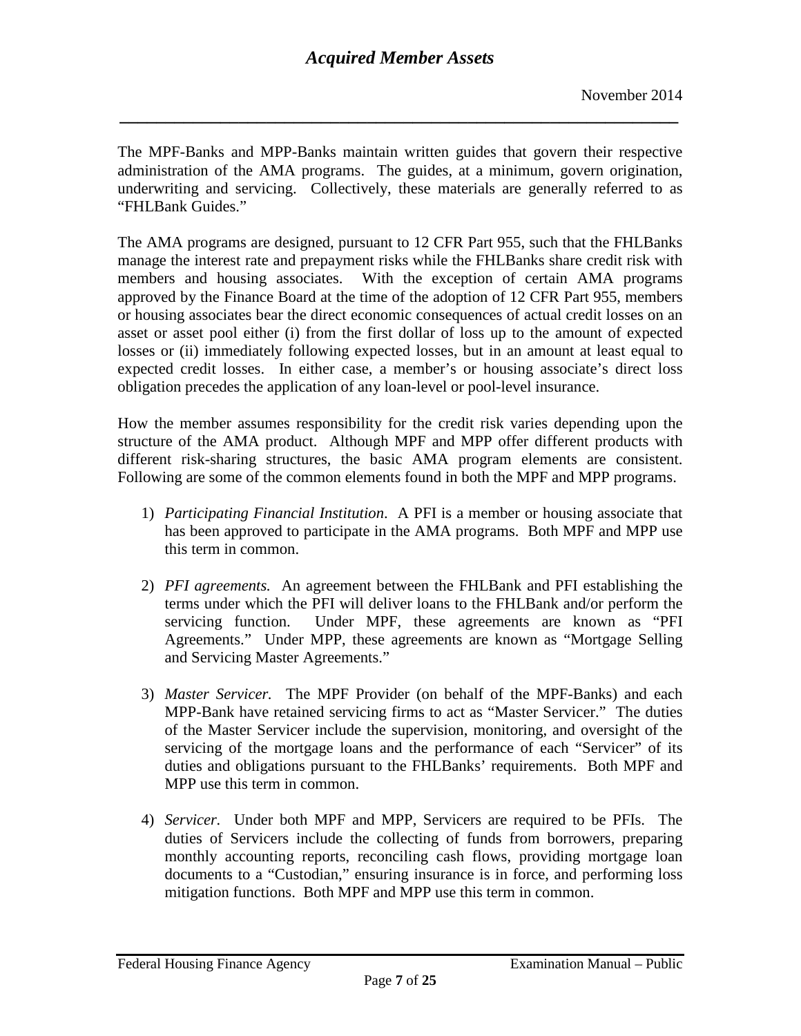The MPF-Banks and MPP-Banks maintain written guides that govern their respective administration of the AMA programs. The guides, at a minimum, govern origination, underwriting and servicing. Collectively, these materials are generally referred to as "FHLBank Guides."

The AMA programs are designed, pursuant to 12 CFR Part 955, such that the FHLBanks manage the interest rate and prepayment risks while the FHLBanks share credit risk with members and housing associates. With the exception of certain AMA programs approved by the Finance Board at the time of the adoption of 12 CFR Part 955, members or housing associates bear the direct economic consequences of actual credit losses on an asset or asset pool either (i) from the first dollar of loss up to the amount of expected losses or (ii) immediately following expected losses, but in an amount at least equal to expected credit losses. In either case, a member's or housing associate's direct loss obligation precedes the application of any loan-level or pool-level insurance.

How the member assumes responsibility for the credit risk varies depending upon the structure of the AMA product. Although MPF and MPP offer different products with different risk-sharing structures, the basic AMA program elements are consistent. Following are some of the common elements found in both the MPF and MPP programs.

1) *Participating Financial Institution*. A PFI is a member or housing associate that has been approved to participate in the AMA programs. Both MPF and MPP use this term in common.

2) *PFI agreements.* An agreement between the FHLBank and PFI establishing the terms under which the PFI will deliver loans to the FHLBank and/or perform the servicing function. Under MPF, these agreements are known as "PFI Agreements." Under MPP, these agreements are known as "Mortgage Selling and Servicing Master Agreements."

3) *Master Servicer.* The MPF Provider (on behalf of the MPF-Banks) and each MPP-Bank have retained servicing firms to act as "Master Servicer." The duties of the Master Servicer include the supervision, monitoring, and oversight of the servicing of the mortgage loans and the performance of each "Servicer" of its duties and obligations pursuant to the FHLBanks' requirements. Both MPF and MPP use this term in common.

4) *Servicer*. Under both MPF and MPP, Servicers are required to be PFIs. The duties of Servicers include the collecting of funds from borrowers, preparing monthly accounting reports, reconciling cash flows, providing mortgage loan documents to a "Custodian," ensuring insurance is in force, and performing loss mitigation functions. Both MPF and MPP use this term in common.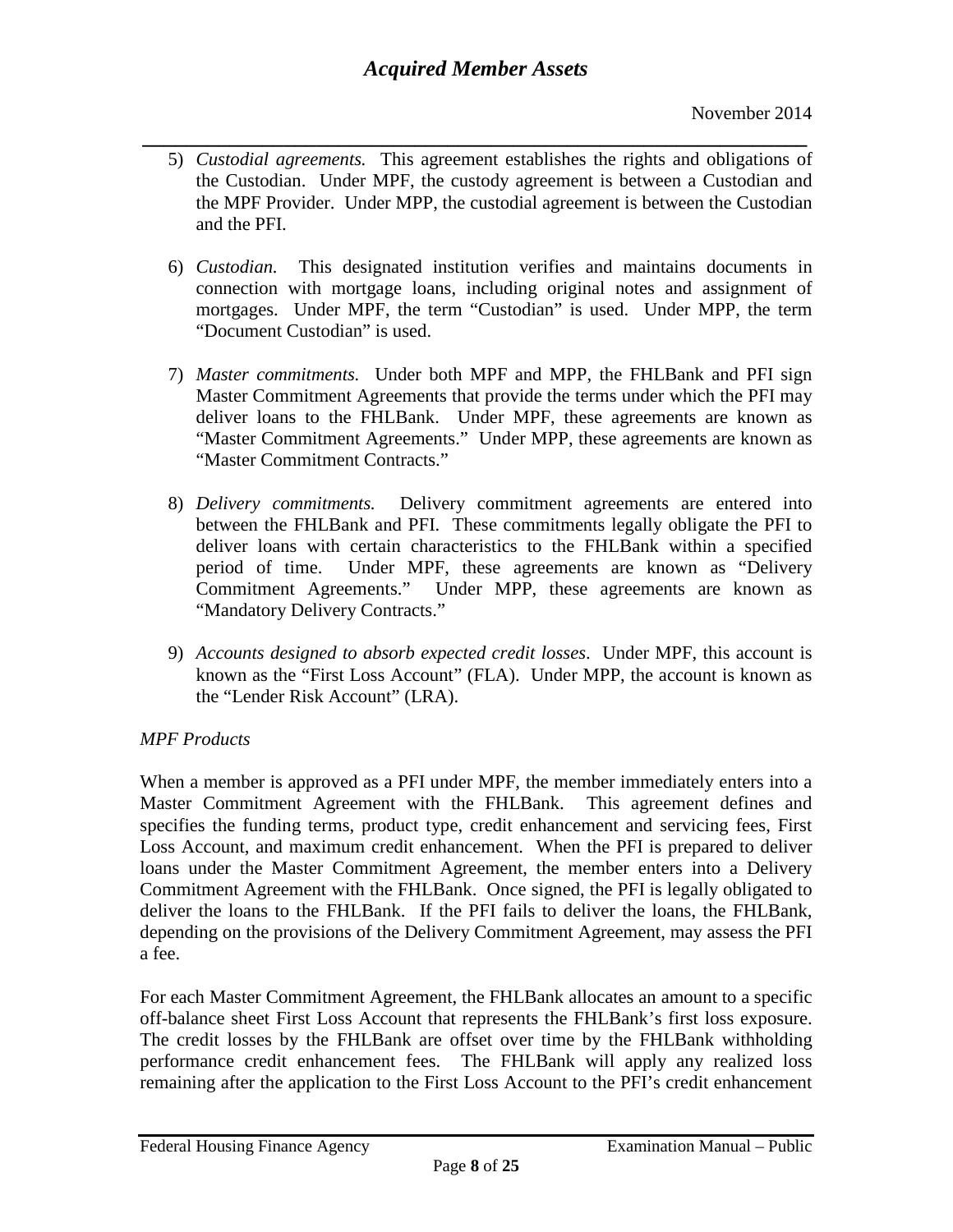5) *Custodial agreements.* This agreement establishes the rights and obligations of the Custodian. Under MPF, the custody agreement is between a Custodian and the MPF Provider. Under MPP, the custodial agreement is between the Custodian and the PFI.

6) *Custodian.* This designated institution verifies and maintains documents in connection with mortgage loans, including original notes and assignment of mortgages. Under MPF, the term "Custodian" is used. Under MPP, the term "Document Custodian" is used.

7) *Master commitments.* Under both MPF and MPP, the FHLBank and PFI sign Master Commitment Agreements that provide the terms under which the PFI may deliver loans to the FHLBank. Under MPF, these agreements are known as "Master Commitment Agreements." Under MPP, these agreements are known as "Master Commitment Contracts."

8) *Delivery commitments.* Delivery commitment agreements are entered into between the FHLBank and PFI. These commitments legally obligate the PFI to deliver loans with certain characteristics to the FHLBank within a specified period of time. Under MPF, these agreements are known as "Delivery Commitment Agreements." Under MPP, these agreements are known as "Mandatory Delivery Contracts."

9) *Accounts designed to absorb expected credit losses*. Under MPF, this account is known as the "First Loss Account" (FLA). Under MPP, the account is known as the "Lender Risk Account" (LRA).

*MPF Products*

When a member is approved as a PFI under MPF, the member immediately enters into a Master Commitment Agreement with the FHLBank. This agreement defines and specifies the funding terms, product type, credit enhancement and servicing fees, First Loss Account, and maximum credit enhancement. When the PFI is prepared to deliver loans under the Master Commitment Agreement, the member enters into a Delivery Commitment Agreement with the FHLBank. Once signed, the PFI is legally obligated to deliver the loans to the FHLBank. If the PFI fails to deliver the loans, the FHLBank, depending on the provisions of the Delivery Commitment Agreement, may assess the PFI a fee.

For each Master Commitment Agreement, the FHLBank allocates an amount to a specific off-balance sheet First Loss Account that represents the FHLBank's first loss exposure. The credit losses by the FHLBank are offset over time by the FHLBank withholding performance credit enhancement fees. The FHLBank will apply any realized loss remaining after the application to the First Loss Account to the PFI's credit enhancement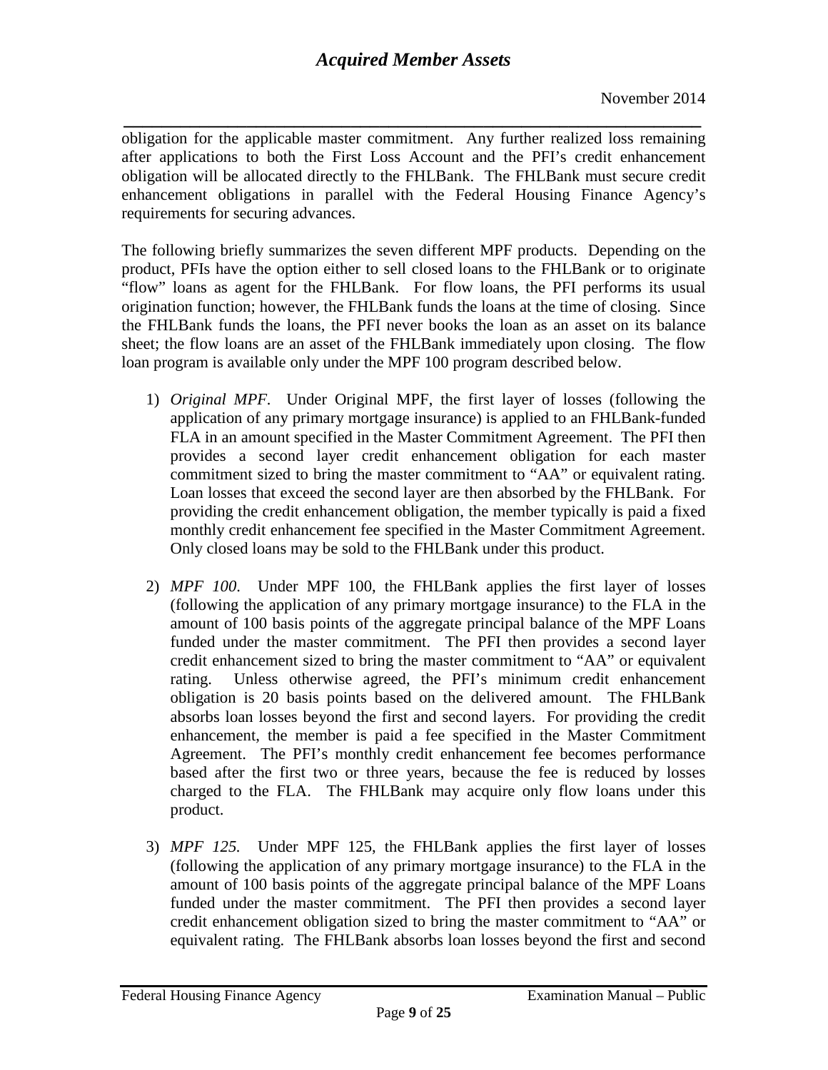obligation for the applicable master commitment. Any further realized loss remaining after applications to both the First Loss Account and the PFI's credit enhancement obligation will be allocated directly to the FHLBank. The FHLBank must secure credit enhancement obligations in parallel with the Federal Housing Finance Agency's requirements for securing advances.

The following briefly summarizes the seven different MPF products. Depending on the product, PFIs have the option either to sell closed loans to the FHLBank or to originate "flow" loans as agent for the FHLBank. For flow loans, the PFI performs its usual origination function; however, the FHLBank funds the loans at the time of closing. Since the FHLBank funds the loans, the PFI never books the loan as an asset on its balance sheet; the flow loans are an asset of the FHLBank immediately upon closing. The flow loan program is available only under the MPF 100 program described below.

1) *Original MPF*. Under Original MPF, the first layer of losses (following the application of any primary mortgage insurance) is applied to an FHLBank-funded FLA in an amount specified in the Master Commitment Agreement. The PFI then provides a second layer credit enhancement obligation for each master commitment sized to bring the master commitment to "AA" or equivalent rating. Loan losses that exceed the second layer are then absorbed by the FHLBank. For providing the credit enhancement obligation, the member typically is paid a fixed monthly credit enhancement fee specified in the Master Commitment Agreement. Only closed loans may be sold to the FHLBank under this product.

2) *MPF 100*. Under MPF 100, the FHLBank applies the first layer of losses (following the application of any primary mortgage insurance) to the FLA in the amount of 100 basis points of the aggregate principal balance of the MPF Loans funded under the master commitment. The PFI then provides a second layer credit enhancement sized to bring the master commitment to "AA" or equivalent rating. Unless otherwise agreed, the PFI's minimum credit enhancement obligation is 20 basis points based on the delivered amount. The FHLBank absorbs loan losses beyond the first and second layers. For providing the credit enhancement, the member is paid a fee specified in the Master Commitment Agreement. The PFI's monthly credit enhancement fee becomes performance based after the first two or three years, because the fee is reduced by losses charged to the FLA. The FHLBank may acquire only flow loans under this product.

3) *MPF 125.* Under MPF 125, the FHLBank applies the first layer of losses (following the application of any primary mortgage insurance) to the FLA in the amount of 100 basis points of the aggregate principal balance of the MPF Loans funded under the master commitment. The PFI then provides a second layer credit enhancement obligation sized to bring the master commitment to "AA" or equivalent rating. The FHLBank absorbs loan losses beyond the first and second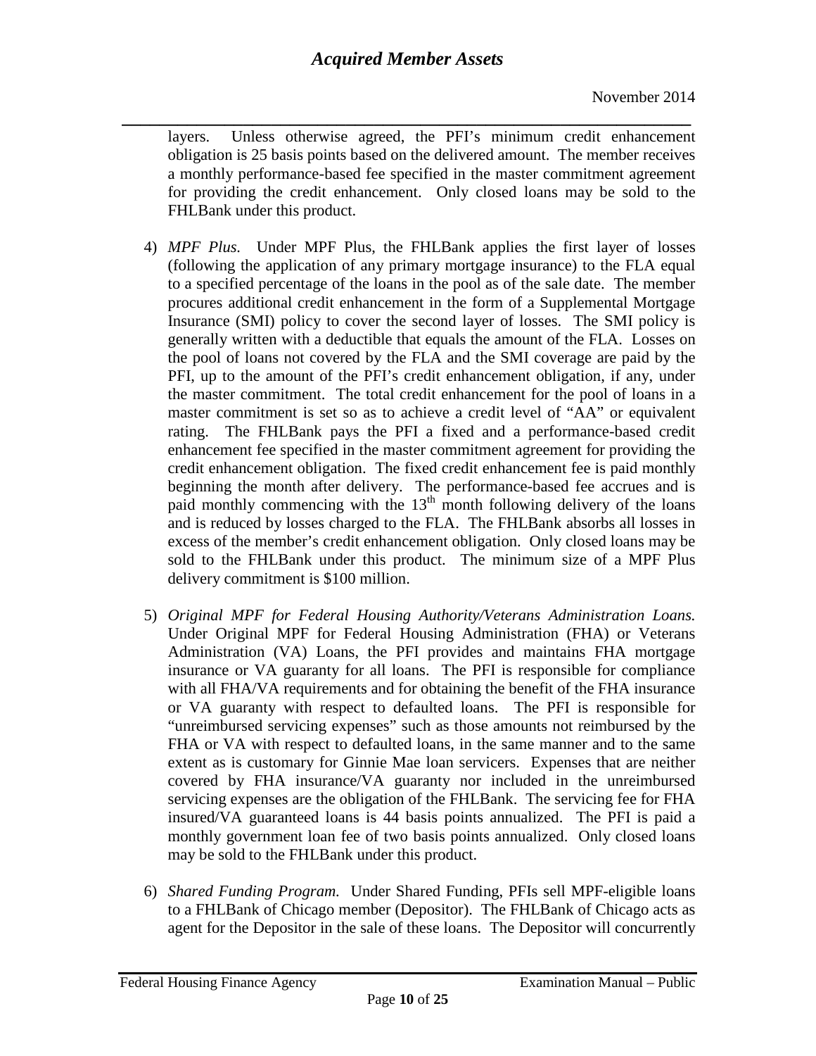layers. Unless otherwise agreed, the PFI's minimum credit enhancement obligation is 25 basis points based on the delivered amount. The member receives a monthly performance-based fee specified in the master commitment agreement for providing the credit enhancement. Only closed loans may be sold to the FHLBank under this product.

4) *MPF Plus.* Under MPF Plus, the FHLBank applies the first layer of losses (following the application of any primary mortgage insurance) to the FLA equal to a specified percentage of the loans in the pool as of the sale date. The member procures additional credit enhancement in the form of a Supplemental Mortgage Insurance (SMI) policy to cover the second layer of losses. The SMI policy is generally written with a deductible that equals the amount of the FLA. Losses on the pool of loans not covered by the FLA and the SMI coverage are paid by the PFI, up to the amount of the PFI's credit enhancement obligation, if any, under the master commitment. The total credit enhancement for the pool of loans in a master commitment is set so as to achieve a credit level of "AA" or equivalent rating. The FHLBank pays the PFI a fixed and a performance-based credit enhancement fee specified in the master commitment agreement for providing the credit enhancement obligation. The fixed credit enhancement fee is paid monthly beginning the month after delivery. The performance-based fee accrues and is paid monthly commencing with the 13th month following delivery of the loans and is reduced by losses charged to the FLA. The FHLBank absorbs all losses in excess of the member's credit enhancement obligation. Only closed loans may be sold to the FHLBank under this product. The minimum size of a MPF Plus delivery commitment is $100 million.

5) *Original MPF for Federal Housing Authority/Veterans Administration Loans.* Under Original MPF for Federal Housing Administration (FHA) or Veterans Administration (VA) Loans, the PFI provides and maintains FHA mortgage insurance or VA guaranty for all loans. The PFI is responsible for compliance with all FHA/VA requirements and for obtaining the benefit of the FHA insurance or VA guaranty with respect to defaulted loans. The PFI is responsible for "unreimbursed servicing expenses" such as those amounts not reimbursed by the FHA or VA with respect to defaulted loans, in the same manner and to the same extent as is customary for Ginnie Mae loan servicers. Expenses that are neither covered by FHA insurance/VA guaranty nor included in the unreimbursed servicing expenses are the obligation of the FHLBank. The servicing fee for FHA insured/VA guaranteed loans is 44 basis points annualized. The PFI is paid a monthly government loan fee of two basis points annualized. Only closed loans may be sold to the FHLBank under this product.

6) *Shared Funding Program.* Under Shared Funding, PFIs sell MPF-eligible loans to a FHLBank of Chicago member (Depositor). The FHLBank of Chicago acts as agent for the Depositor in the sale of these loans. The Depositor will concurrently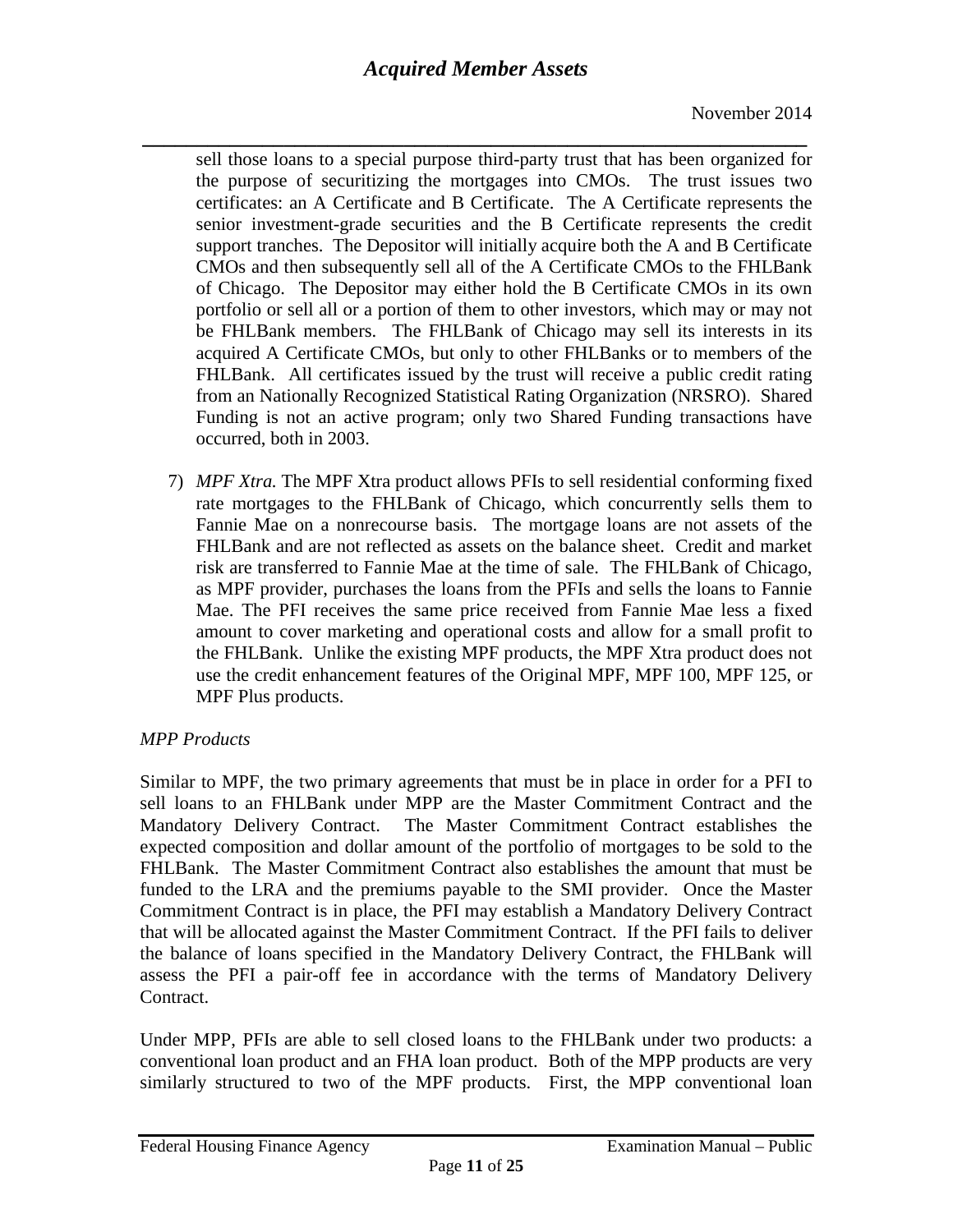sell those loans to a special purpose third-party trust that has been organized for the purpose of securitizing the mortgages into CMOs. The trust issues two certificates: an A Certificate and B Certificate. The A Certificate represents the senior investment-grade securities and the B Certificate represents the credit support tranches. The Depositor will initially acquire both the A and B Certificate CMOs and then subsequently sell all of the A Certificate CMOs to the FHLBank of Chicago. The Depositor may either hold the B Certificate CMOs in its own portfolio or sell all or a portion of them to other investors, which may or may not be FHLBank members. The FHLBank of Chicago may sell its interests in its acquired A Certificate CMOs, but only to other FHLBanks or to members of the FHLBank. All certificates issued by the trust will receive a public credit rating from an Nationally Recognized Statistical Rating Organization (NRSRO). Shared Funding is not an active program; only two Shared Funding transactions have occurred, both in 2003.

7) *MPF Xtra.* The MPF Xtra product allows PFIs to sell residential conforming fixed rate mortgages to the FHLBank of Chicago, which concurrently sells them to Fannie Mae on a nonrecourse basis. The mortgage loans are not assets of the FHLBank and are not reflected as assets on the balance sheet. Credit and market risk are transferred to Fannie Mae at the time of sale. The FHLBank of Chicago, as MPF provider, purchases the loans from the PFIs and sells the loans to Fannie Mae. The PFI receives the same price received from Fannie Mae less a fixed amount to cover marketing and operational costs and allow for a small profit to the FHLBank. Unlike the existing MPF products, the MPF Xtra product does not use the credit enhancement features of the Original MPF, MPF 100, MPF 125, or MPF Plus products.

*MPP Products*

Similar to MPF, the two primary agreements that must be in place in order for a PFI to sell loans to an FHLBank under MPP are the Master Commitment Contract and the Mandatory Delivery Contract. The Master Commitment Contract establishes the expected composition and dollar amount of the portfolio of mortgages to be sold to the FHLBank. The Master Commitment Contract also establishes the amount that must be funded to the LRA and the premiums payable to the SMI provider. Once the Master Commitment Contract is in place, the PFI may establish a Mandatory Delivery Contract that will be allocated against the Master Commitment Contract. If the PFI fails to deliver the balance of loans specified in the Mandatory Delivery Contract, the FHLBank will assess the PFI a pair-off fee in accordance with the terms of Mandatory Delivery Contract.

Under MPP, PFIs are able to sell closed loans to the FHLBank under two products: a conventional loan product and an FHA loan product. Both of the MPP products are very similarly structured to two of the MPF products. First, the MPP conventional loan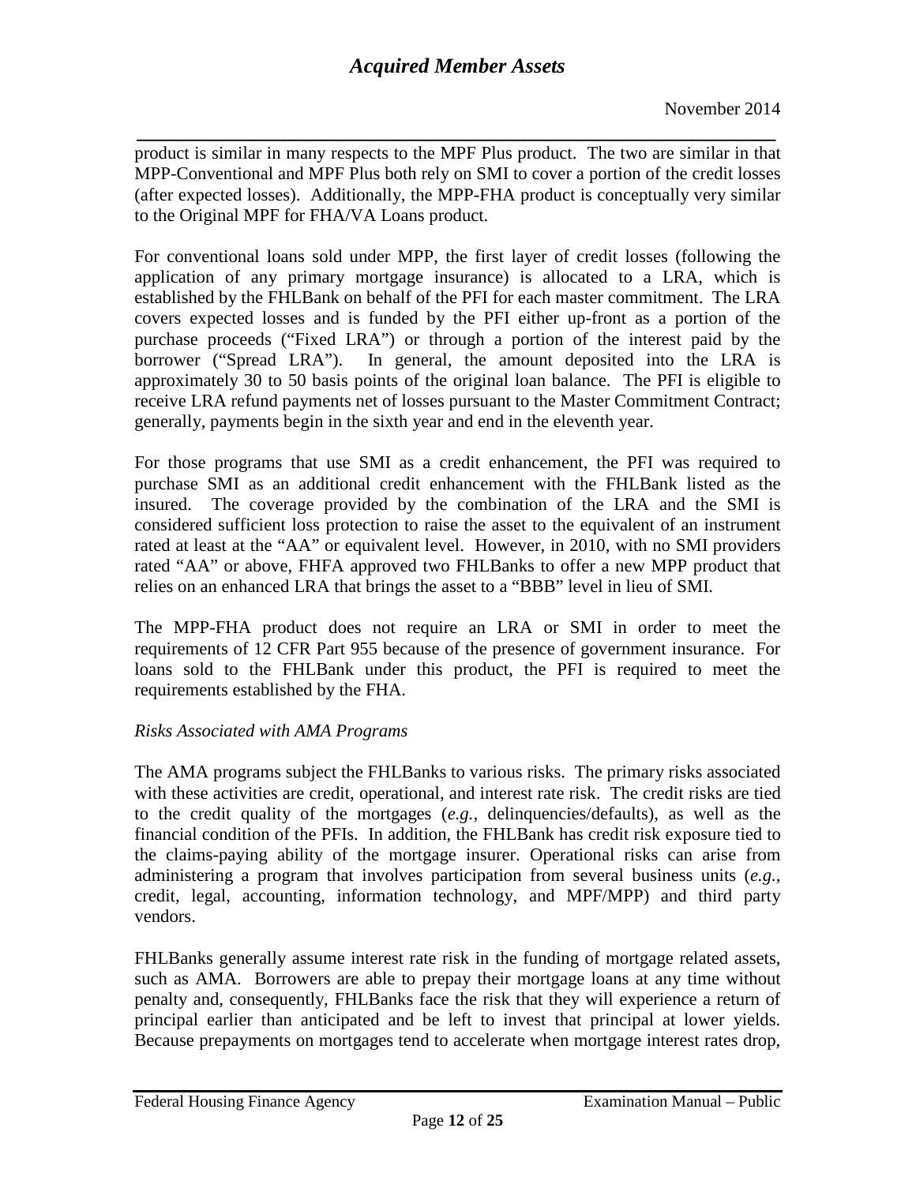product is similar in many respects to the MPF Plus product. The two are similar in that MPP-Conventional and MPF Plus both rely on SMI to cover a portion of the credit losses (after expected losses). Additionally, the MPP-FHA product is conceptually very similar to the Original MPF for FHA/VA Loans product.

For conventional loans sold under MPP, the first layer of credit losses (following the application of any primary mortgage insurance) is allocated to a LRA, which is established by the FHLBank on behalf of the PFI for each master commitment. The LRA covers expected losses and is funded by the PFI either up-front as a portion of the purchase proceeds ("Fixed LRA") or through a portion of the interest paid by the borrower ("Spread LRA"). In general, the amount deposited into the LRA is approximately 30 to 50 basis points of the original loan balance. The PFI is eligible to receive LRA refund payments net of losses pursuant to the Master Commitment Contract; generally, payments begin in the sixth year and end in the eleventh year.

For those programs that use SMI as a credit enhancement, the PFI was required to purchase SMI as an additional credit enhancement with the FHLBank listed as the insured. The coverage provided by the combination of the LRA and the SMI is considered sufficient loss protection to raise the asset to the equivalent of an instrument rated at least at the "AA" or equivalent level. However, in 2010, with no SMI providers rated "AA" or above, FHFA approved two FHLBanks to offer a new MPP product that relies on an enhanced LRA that brings the asset to a "BBB" level in lieu of SMI.

The MPP-FHA product does not require an LRA or SMI in order to meet the requirements of 12 CFR Part 955 because of the presence of government insurance. For loans sold to the FHLBank under this product, the PFI is required to meet the requirements established by the FHA.

*Risks Associated with AMA Programs*

The AMA programs subject the FHLBanks to various risks. The primary risks associated with these activities are credit, operational, and interest rate risk. The credit risks are tied to the credit quality of the mortgages (*e.g.*, delinquencies/defaults), as well as the financial condition of the PFIs. In addition, the FHLBank has credit risk exposure tied to the claims-paying ability of the mortgage insurer. Operational risks can arise from administering a program that involves participation from several business units (*e.g.*, credit, legal, accounting, information technology, and MPF/MPP) and third party vendors.

FHLBanks generally assume interest rate risk in the funding of mortgage related assets, such as AMA. Borrowers are able to prepay their mortgage loans at any time without penalty and, consequently, FHLBanks face the risk that they will experience a return of principal earlier than anticipated and be left to invest that principal at lower yields. Because prepayments on mortgages tend to accelerate when mortgage interest rates drop,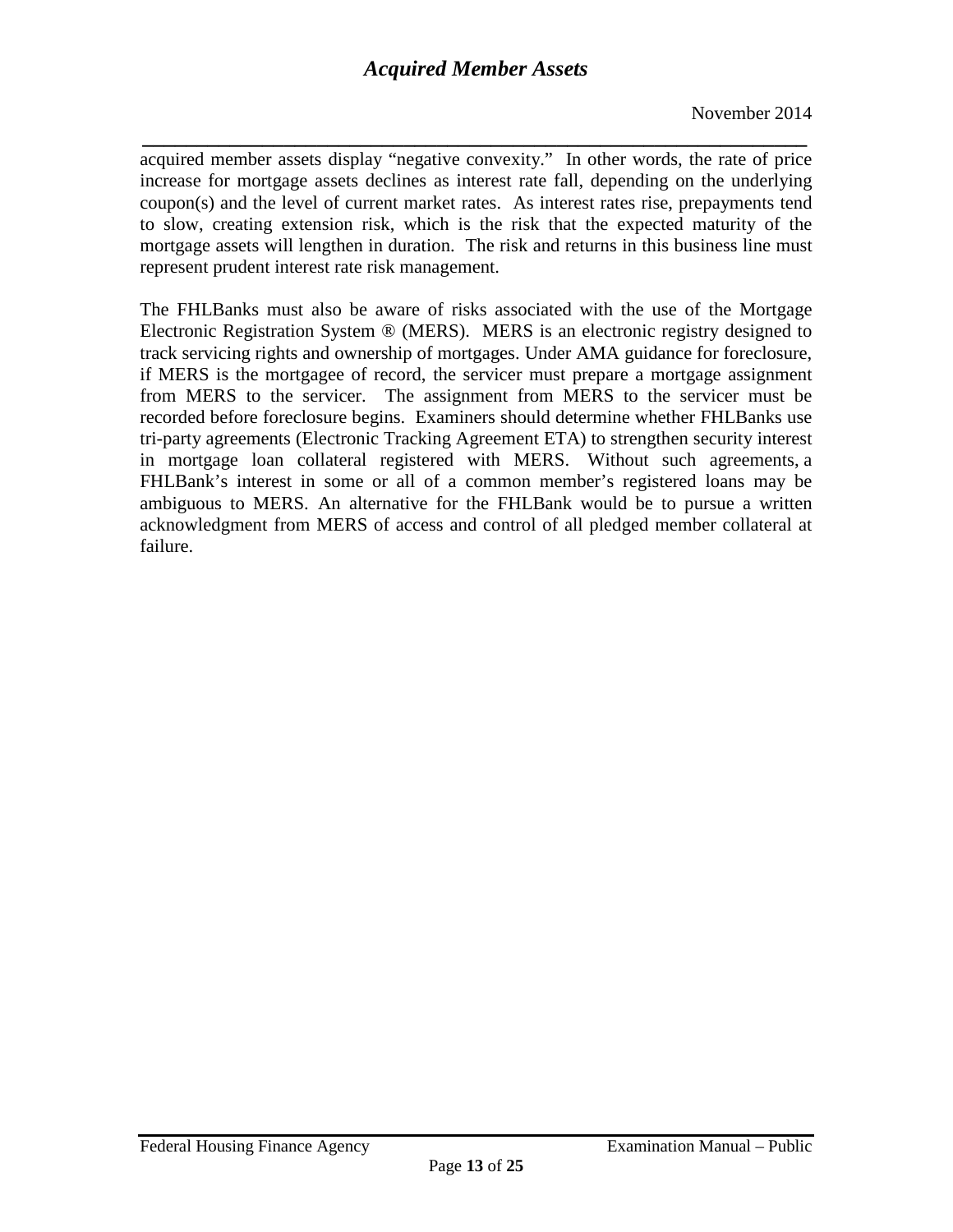acquired member assets display "negative convexity." In other words, the rate of price increase for mortgage assets declines as interest rate fall, depending on the underlying coupon(s) and the level of current market rates. As interest rates rise, prepayments tend to slow, creating extension risk, which is the risk that the expected maturity of the mortgage assets will lengthen in duration. The risk and returns in this business line must represent prudent interest rate risk management.

The FHLBanks must also be aware of risks associated with the use of the Mortgage Electronic Registration System ® (MERS). MERS is an electronic registry designed to track servicing rights and ownership of mortgages. Under AMA guidance for foreclosure, if MERS is the mortgagee of record, the servicer must prepare a mortgage assignment from MERS to the servicer. The assignment from MERS to the servicer must be recorded before foreclosure begins. Examiners should determine whether FHLBanks use tri-party agreements (Electronic Tracking Agreement ETA) to strengthen security interest in mortgage loan collateral registered with MERS. Without such agreements, a FHLBank's interest in some or all of a common member's registered loans may be ambiguous to MERS. An alternative for the FHLBank would be to pursue a written acknowledgment from MERS of access and control of all pledged member collateral at failure.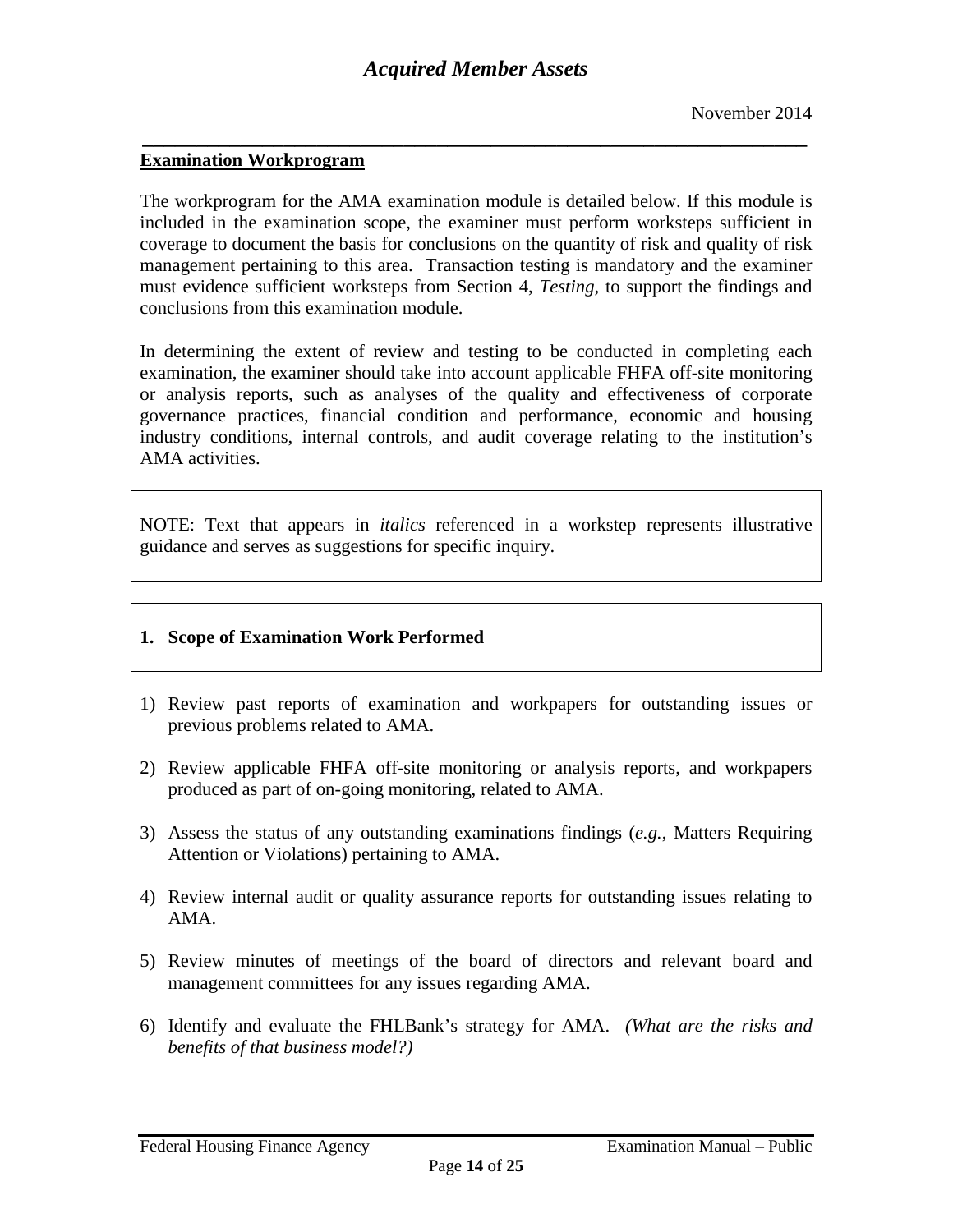## Examination Workprogram

The workprogram for the AMA examination module is detailed below. If this module is included in the examination scope, the examiner must perform worksteps sufficient in coverage to document the basis for conclusions on the quantity of risk and quality of risk management pertaining to this area. Transaction testing is mandatory and the examiner must evidence sufficient worksteps from Section 4, *Testing,* to support the findings and conclusions from this examination module.

In determining the extent of review and testing to be conducted in completing each examination, the examiner should take into account applicable FHFA off-site monitoring or analysis reports, such as analyses of the quality and effectiveness of corporate governance practices, financial condition and performance, economic and housing industry conditions, internal controls, and audit coverage relating to the institution's AMA activities.

NOTE: Text that appears in *italics* referenced in a workstep represents illustrative guidance and serves as suggestions for specific inquiry.

### 1. Scope of Examination Work Performed

1) Review past reports of examination and workpapers for outstanding issues or previous problems related to AMA.

2) Review applicable FHFA off-site monitoring or analysis reports, and workpapers produced as part of on-going monitoring, related to AMA.

3) Assess the status of any outstanding examinations findings (*e.g.*, Matters Requiring Attention or Violations) pertaining to AMA.

4) Review internal audit or quality assurance reports for outstanding issues relating to AMA.

5) Review minutes of meetings of the board of directors and relevant board and management committees for any issues regarding AMA.

6) Identify and evaluate the FHLBank's strategy for AMA. *(What are the risks and benefits of that business model?)*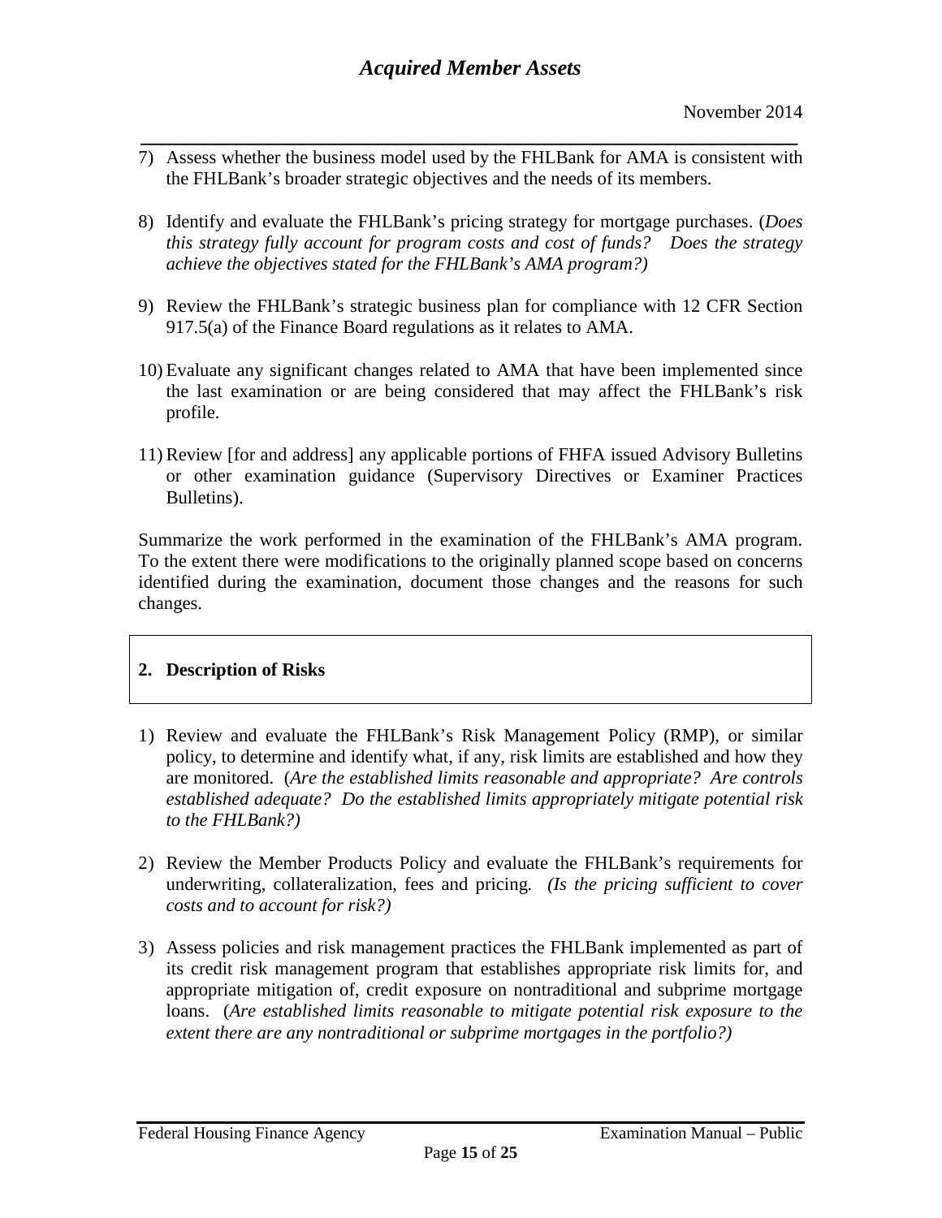7) Assess whether the business model used by the FHLBank for AMA is consistent with the FHLBank's broader strategic objectives and the needs of its members.

8) Identify and evaluate the FHLBank's pricing strategy for mortgage purchases. (*Does this strategy fully account for program costs and cost of funds? Does the strategy achieve the objectives stated for the FHLBank's AMA program?)*

9) Review the FHLBank's strategic business plan for compliance with 12 CFR Section 917.5(a) of the Finance Board regulations as it relates to AMA.

10) Evaluate any significant changes related to AMA that have been implemented since the last examination or are being considered that may affect the FHLBank's risk profile.

11) Review [for and address] any applicable portions of FHFA issued Advisory Bulletins or other examination guidance (Supervisory Directives or Examiner Practices Bulletins).

Summarize the work performed in the examination of the FHLBank's AMA program. To the extent there were modifications to the originally planned scope based on concerns identified during the examination, document those changes and the reasons for such changes.

## 2. Description of Risks

1) Review and evaluate the FHLBank's Risk Management Policy (RMP), or similar policy, to determine and identify what, if any, risk limits are established and how they are monitored. (*Are the established limits reasonable and appropriate? Are controls established adequate? Do the established limits appropriately mitigate potential risk to the FHLBank?)*

2) Review the Member Products Policy and evaluate the FHLBank's requirements for underwriting, collateralization, fees and pricing. *(Is the pricing sufficient to cover costs and to account for risk?)*

3) Assess policies and risk management practices the FHLBank implemented as part of its credit risk management program that establishes appropriate risk limits for, and appropriate mitigation of, credit exposure on nontraditional and subprime mortgage loans. (*Are established limits reasonable to mitigate potential risk exposure to the extent there are any nontraditional or subprime mortgages in the portfolio?)*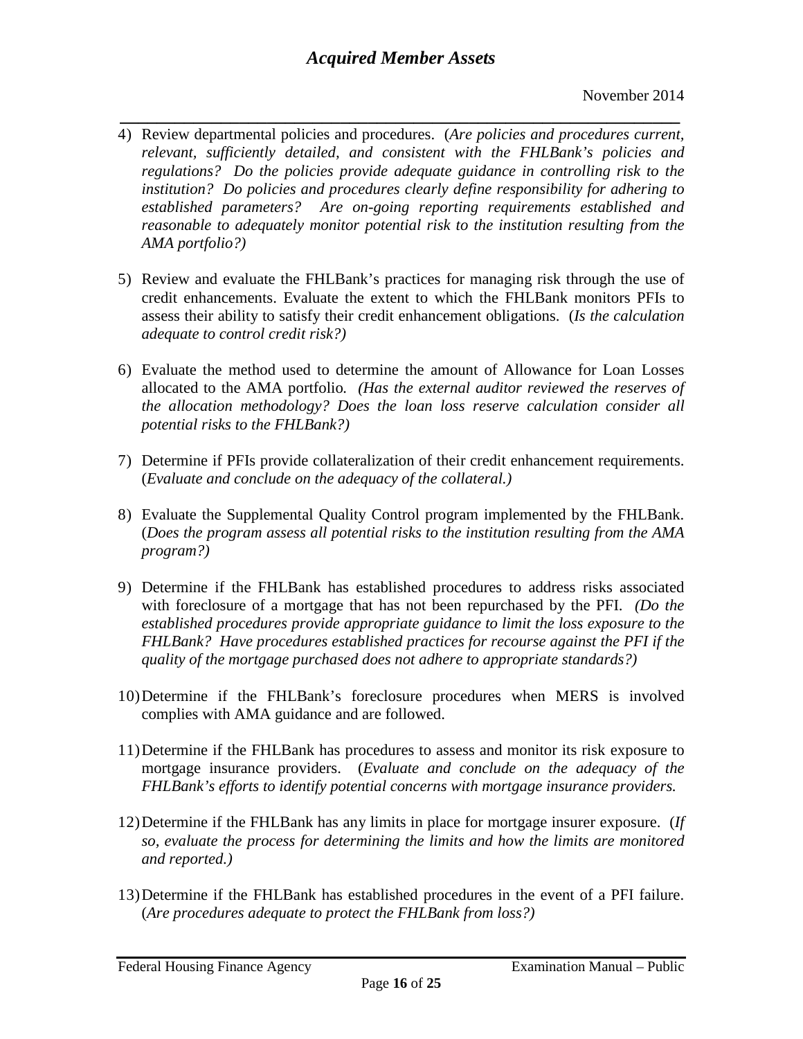4) Review departmental policies and procedures. (*Are policies and procedures current, relevant, sufficiently detailed, and consistent with the FHLBank's policies and regulations? Do the policies provide adequate guidance in controlling risk to the institution? Do policies and procedures clearly define responsibility for adhering to established parameters? Are on-going reporting requirements established and reasonable to adequately monitor potential risk to the institution resulting from the AMA portfolio?)*

5) Review and evaluate the FHLBank's practices for managing risk through the use of credit enhancements. Evaluate the extent to which the FHLBank monitors PFIs to assess their ability to satisfy their credit enhancement obligations. (*Is the calculation adequate to control credit risk?)*

6) Evaluate the method used to determine the amount of Allowance for Loan Losses allocated to the AMA portfolio*. (Has the external auditor reviewed the reserves of the allocation methodology? Does the loan loss reserve calculation consider all potential risks to the FHLBank?)*

7) Determine if PFIs provide collateralization of their credit enhancement requirements. (*Evaluate and conclude on the adequacy of the collateral.)*

8) Evaluate the Supplemental Quality Control program implemented by the FHLBank. (*Does the program assess all potential risks to the institution resulting from the AMA program?)*

9) Determine if the FHLBank has established procedures to address risks associated with foreclosure of a mortgage that has not been repurchased by the PFI. *(Do the established procedures provide appropriate guidance to limit the loss exposure to the FHLBank? Have procedures established practices for recourse against the PFI if the quality of the mortgage purchased does not adhere to appropriate standards?)*

10) Determine if the FHLBank's foreclosure procedures when MERS is involved complies with AMA guidance and are followed.

11) Determine if the FHLBank has procedures to assess and monitor its risk exposure to mortgage insurance providers. (*Evaluate and conclude on the adequacy of the FHLBank's efforts to identify potential concerns with mortgage insurance providers.*

12) Determine if the FHLBank has any limits in place for mortgage insurer exposure. (*If so, evaluate the process for determining the limits and how the limits are monitored and reported.)*

13) Determine if the FHLBank has established procedures in the event of a PFI failure. (*Are procedures adequate to protect the FHLBank from loss?)*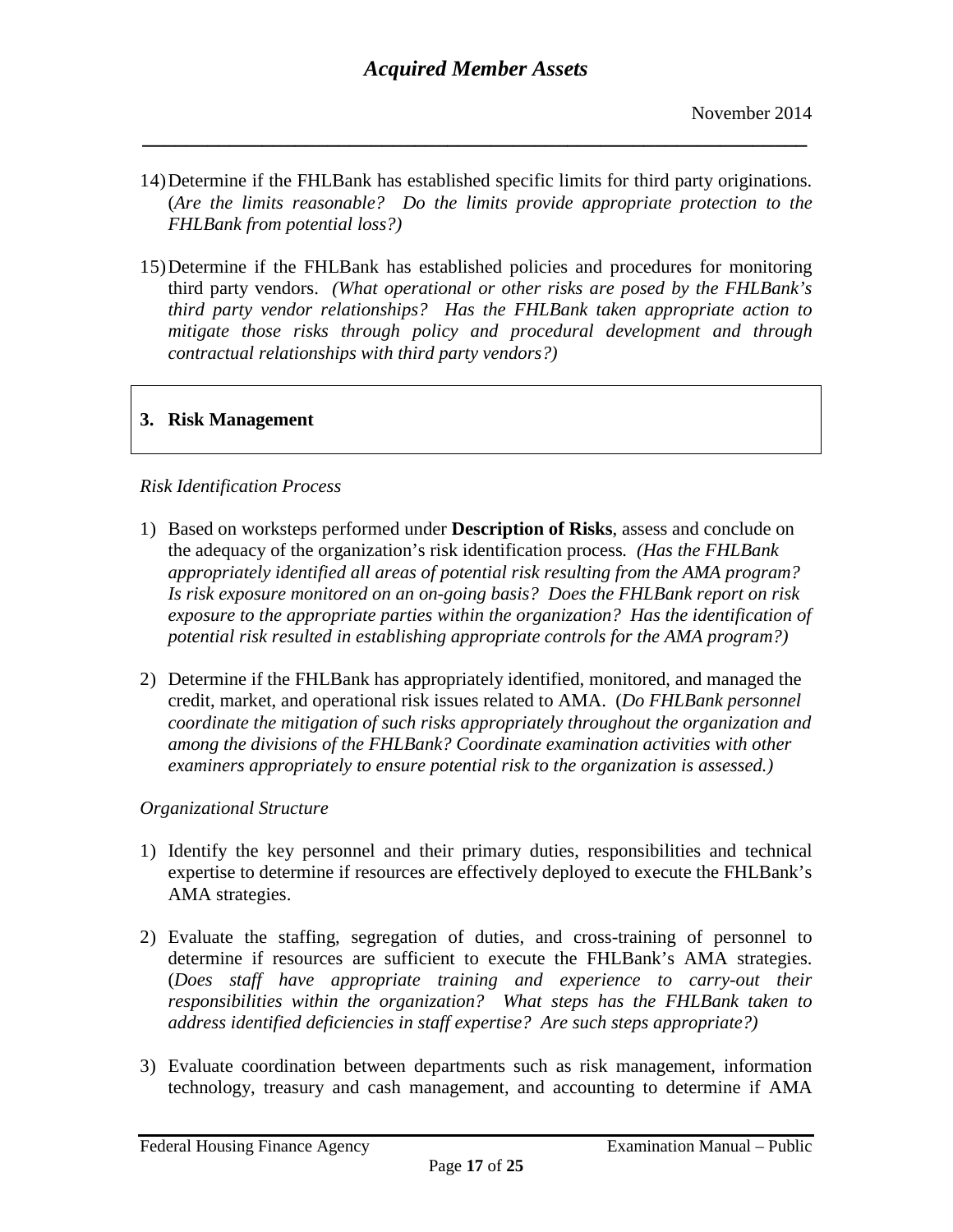14) Determine if the FHLBank has established specific limits for third party originations. (*Are the limits reasonable? Do the limits provide appropriate protection to the FHLBank from potential loss?)*

15) Determine if the FHLBank has established policies and procedures for monitoring third party vendors. *(What operational or other risks are posed by the FHLBank's third party vendor relationships? Has the FHLBank taken appropriate action to mitigate those risks through policy and procedural development and through contractual relationships with third party vendors?)*

## 3. Risk Management

*Risk Identification Process*

1) Based on worksteps performed under **Description of Risks**, assess and conclude on the adequacy of the organization's risk identification process. *(Has the FHLBank appropriately identified all areas of potential risk resulting from the AMA program? Is risk exposure monitored on an on-going basis? Does the FHLBank report on risk exposure to the appropriate parties within the organization? Has the identification of potential risk resulted in establishing appropriate controls for the AMA program?)*

2) Determine if the FHLBank has appropriately identified, monitored, and managed the credit, market, and operational risk issues related to AMA. (*Do FHLBank personnel coordinate the mitigation of such risks appropriately throughout the organization and among the divisions of the FHLBank? Coordinate examination activities with other examiners appropriately to ensure potential risk to the organization is assessed.)*

*Organizational Structure*

1) Identify the key personnel and their primary duties, responsibilities and technical expertise to determine if resources are effectively deployed to execute the FHLBank's AMA strategies.

2) Evaluate the staffing, segregation of duties, and cross-training of personnel to determine if resources are sufficient to execute the FHLBank's AMA strategies. (*Does staff have appropriate training and experience to carry-out their responsibilities within the organization? What steps has the FHLBank taken to address identified deficiencies in staff expertise? Are such steps appropriate?)*

3) Evaluate coordination between departments such as risk management, information technology, treasury and cash management, and accounting to determine if AMA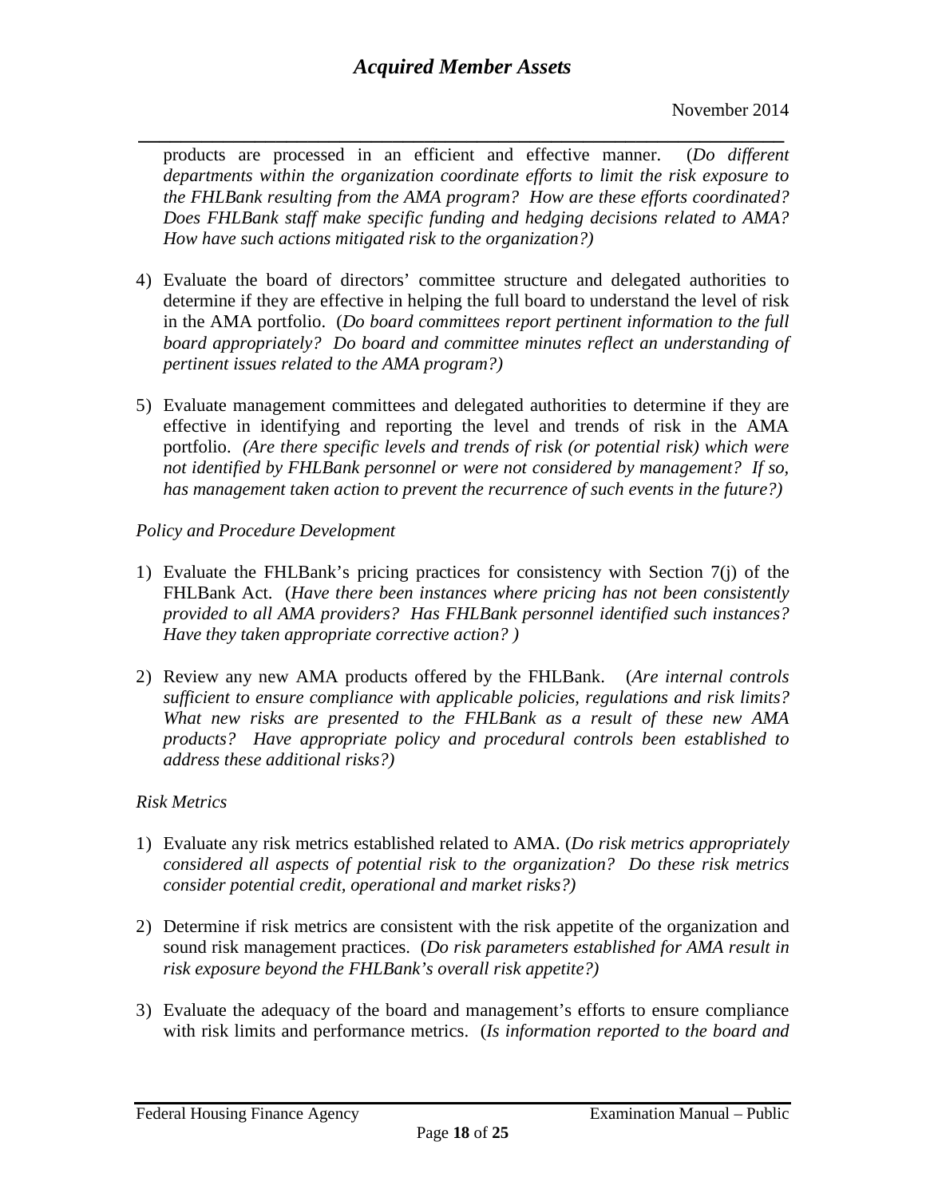products are processed in an efficient and effective manner. (*Do different departments within the organization coordinate efforts to limit the risk exposure to the FHLBank resulting from the AMA program? How are these efforts coordinated? Does FHLBank staff make specific funding and hedging decisions related to AMA? How have such actions mitigated risk to the organization?)*

4) Evaluate the board of directors' committee structure and delegated authorities to determine if they are effective in helping the full board to understand the level of risk in the AMA portfolio. (*Do board committees report pertinent information to the full board appropriately? Do board and committee minutes reflect an understanding of pertinent issues related to the AMA program?)*

5) Evaluate management committees and delegated authorities to determine if they are effective in identifying and reporting the level and trends of risk in the AMA portfolio. *(Are there specific levels and trends of risk (or potential risk) which were not identified by FHLBank personnel or were not considered by management? If so, has management taken action to prevent the recurrence of such events in the future?)*

*Policy and Procedure Development*

1) Evaluate the FHLBank's pricing practices for consistency with Section 7(j) of the FHLBank Act. (*Have there been instances where pricing has not been consistently provided to all AMA providers? Has FHLBank personnel identified such instances? Have they taken appropriate corrective action? )*

2) Review any new AMA products offered by the FHLBank. (*Are internal controls sufficient to ensure compliance with applicable policies, regulations and risk limits? What new risks are presented to the FHLBank as a result of these new AMA products? Have appropriate policy and procedural controls been established to address these additional risks?)*

*Risk Metrics*

1) Evaluate any risk metrics established related to AMA. (*Do risk metrics appropriately considered all aspects of potential risk to the organization? Do these risk metrics consider potential credit, operational and market risks?)*

2) Determine if risk metrics are consistent with the risk appetite of the organization and sound risk management practices. (*Do risk parameters established for AMA result in risk exposure beyond the FHLBank's overall risk appetite?)*

3) Evaluate the adequacy of the board and management's efforts to ensure compliance with risk limits and performance metrics. (*Is information reported to the board and*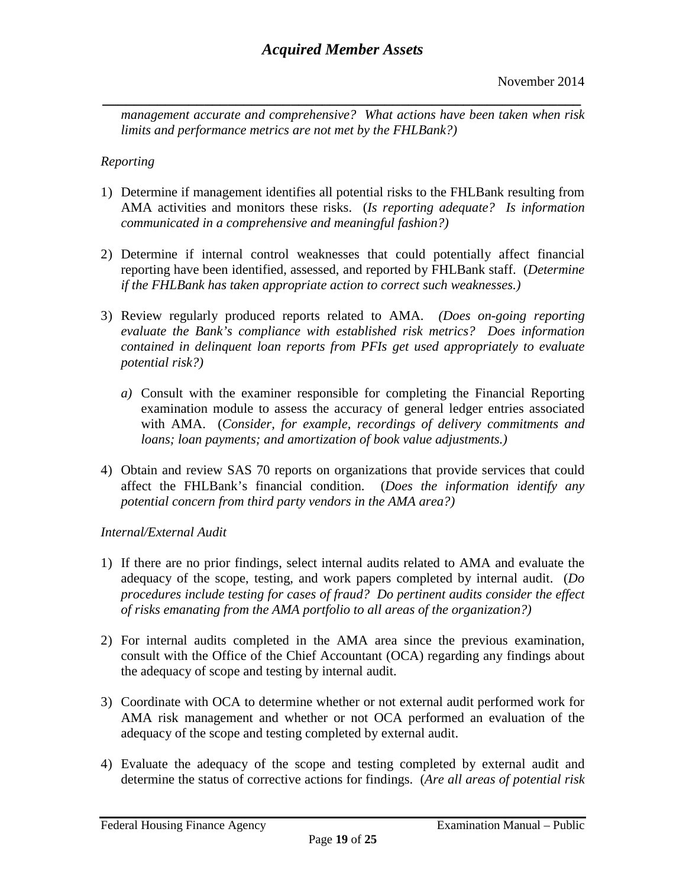*management accurate and comprehensive? What actions have been taken when risk limits and performance metrics are not met by the FHLBank?)*

*Reporting*

1) Determine if management identifies all potential risks to the FHLBank resulting from AMA activities and monitors these risks. (*Is reporting adequate? Is information communicated in a comprehensive and meaningful fashion?)*

2) Determine if internal control weaknesses that could potentially affect financial reporting have been identified, assessed, and reported by FHLBank staff. (*Determine if the FHLBank has taken appropriate action to correct such weaknesses.)*

3) Review regularly produced reports related to AMA. *(Does on-going reporting evaluate the Bank's compliance with established risk metrics? Does information contained in delinquent loan reports from PFIs get used appropriately to evaluate potential risk?)*

   *a)* Consult with the examiner responsible for completing the Financial Reporting examination module to assess the accuracy of general ledger entries associated with AMA. (*Consider, for example, recordings of delivery commitments and loans; loan payments; and amortization of book value adjustments.)*

4) Obtain and review SAS 70 reports on organizations that provide services that could affect the FHLBank's financial condition. (*Does the information identify any potential concern from third party vendors in the AMA area?)*

*Internal/External Audit*

1) If there are no prior findings, select internal audits related to AMA and evaluate the adequacy of the scope, testing, and work papers completed by internal audit. (*Do procedures include testing for cases of fraud? Do pertinent audits consider the effect of risks emanating from the AMA portfolio to all areas of the organization?)*

2) For internal audits completed in the AMA area since the previous examination, consult with the Office of the Chief Accountant (OCA) regarding any findings about the adequacy of scope and testing by internal audit.

3) Coordinate with OCA to determine whether or not external audit performed work for AMA risk management and whether or not OCA performed an evaluation of the adequacy of the scope and testing completed by external audit.

4) Evaluate the adequacy of the scope and testing completed by external audit and determine the status of corrective actions for findings. (*Are all areas of potential risk*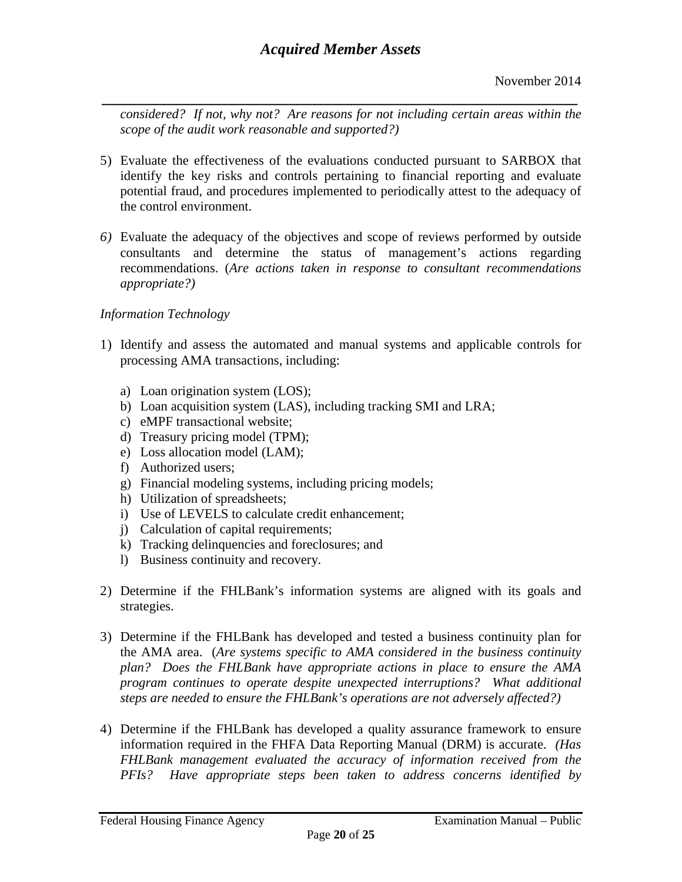*considered? If not, why not? Are reasons for not including certain areas within the scope of the audit work reasonable and supported?)*

5) Evaluate the effectiveness of the evaluations conducted pursuant to SARBOX that identify the key risks and controls pertaining to financial reporting and evaluate potential fraud, and procedures implemented to periodically attest to the adequacy of the control environment.

6) Evaluate the adequacy of the objectives and scope of reviews performed by outside consultants and determine the status of management's actions regarding recommendations. (*Are actions taken in response to consultant recommendations appropriate?)*

*Information Technology*

1) Identify and assess the automated and manual systems and applicable controls for processing AMA transactions, including:

   a) Loan origination system (LOS);
   b) Loan acquisition system (LAS), including tracking SMI and LRA;
   c) eMPF transactional website;
   d) Treasury pricing model (TPM);
   e) Loss allocation model (LAM);
   f) Authorized users;
   g) Financial modeling systems, including pricing models;
   h) Utilization of spreadsheets;
   i) Use of LEVELS to calculate credit enhancement;
   j) Calculation of capital requirements;
   k) Tracking delinquencies and foreclosures; and
   l) Business continuity and recovery.

2) Determine if the FHLBank's information systems are aligned with its goals and strategies.

3) Determine if the FHLBank has developed and tested a business continuity plan for the AMA area. (*Are systems specific to AMA considered in the business continuity plan? Does the FHLBank have appropriate actions in place to ensure the AMA program continues to operate despite unexpected interruptions? What additional steps are needed to ensure the FHLBank's operations are not adversely affected?)*

4) Determine if the FHLBank has developed a quality assurance framework to ensure information required in the FHFA Data Reporting Manual (DRM) is accurate. *(Has FHLBank management evaluated the accuracy of information received from the PFIs? Have appropriate steps been taken to address concerns identified by*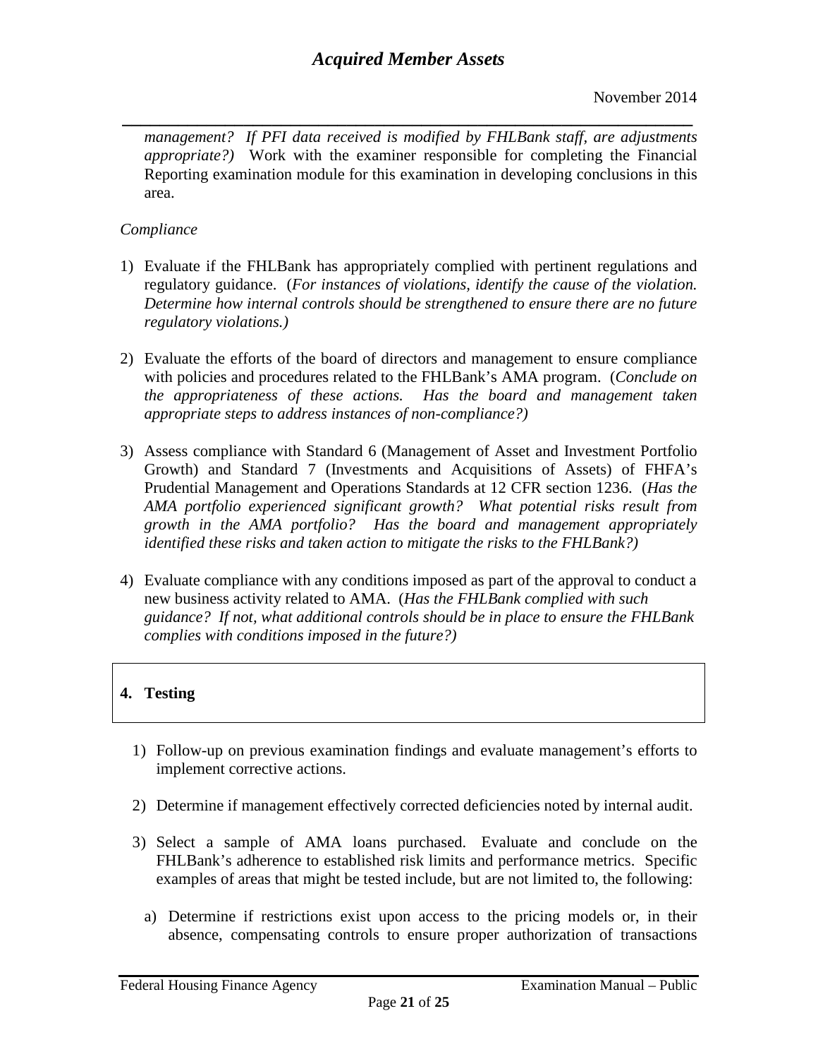*management? If PFI data received is modified by FHLBank staff, are adjustments appropriate?)* Work with the examiner responsible for completing the Financial Reporting examination module for this examination in developing conclusions in this area.

*Compliance*

1) Evaluate if the FHLBank has appropriately complied with pertinent regulations and regulatory guidance. (*For instances of violations, identify the cause of the violation. Determine how internal controls should be strengthened to ensure there are no future regulatory violations.)*

2) Evaluate the efforts of the board of directors and management to ensure compliance with policies and procedures related to the FHLBank's AMA program. (*Conclude on the appropriateness of these actions. Has the board and management taken appropriate steps to address instances of non-compliance?)*

3) Assess compliance with Standard 6 (Management of Asset and Investment Portfolio Growth) and Standard 7 (Investments and Acquisitions of Assets) of FHFA's Prudential Management and Operations Standards at 12 CFR section 1236. (*Has the AMA portfolio experienced significant growth? What potential risks result from growth in the AMA portfolio? Has the board and management appropriately identified these risks and taken action to mitigate the risks to the FHLBank?)*

4) Evaluate compliance with any conditions imposed as part of the approval to conduct a new business activity related to AMA. (*Has the FHLBank complied with such guidance? If not, what additional controls should be in place to ensure the FHLBank complies with conditions imposed in the future?)*

## 4. Testing

1) Follow-up on previous examination findings and evaluate management's efforts to implement corrective actions.

2) Determine if management effectively corrected deficiencies noted by internal audit.

3) Select a sample of AMA loans purchased. Evaluate and conclude on the FHLBank's adherence to established risk limits and performance metrics. Specific examples of areas that might be tested include, but are not limited to, the following:

   a) Determine if restrictions exist upon access to the pricing models or, in their absence, compensating controls to ensure proper authorization of transactions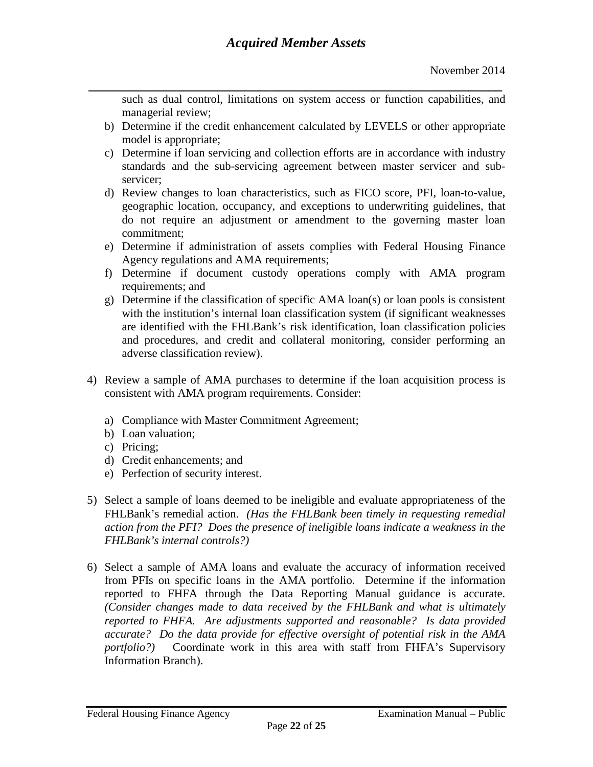such as dual control, limitations on system access or function capabilities, and managerial review;

b) Determine if the credit enhancement calculated by LEVELS or other appropriate model is appropriate;
c) Determine if loan servicing and collection efforts are in accordance with industry standards and the sub-servicing agreement between master servicer and sub-servicer;
d) Review changes to loan characteristics, such as FICO score, PFI, loan-to-value, geographic location, occupancy, and exceptions to underwriting guidelines, that do not require an adjustment or amendment to the governing master loan commitment;
e) Determine if administration of assets complies with Federal Housing Finance Agency regulations and AMA requirements;
f) Determine if document custody operations comply with AMA program requirements; and
g) Determine if the classification of specific AMA loan(s) or loan pools is consistent with the institution's internal loan classification system (if significant weaknesses are identified with the FHLBank's risk identification, loan classification policies and procedures, and credit and collateral monitoring, consider performing an adverse classification review).

4) Review a sample of AMA purchases to determine if the loan acquisition process is consistent with AMA program requirements. Consider:

   a) Compliance with Master Commitment Agreement;
   b) Loan valuation;
   c) Pricing;
   d) Credit enhancements; and
   e) Perfection of security interest.

5) Select a sample of loans deemed to be ineligible and evaluate appropriateness of the FHLBank's remedial action. *(Has the FHLBank been timely in requesting remedial action from the PFI? Does the presence of ineligible loans indicate a weakness in the FHLBank's internal controls?)*

6) Select a sample of AMA loans and evaluate the accuracy of information received from PFIs on specific loans in the AMA portfolio. Determine if the information reported to FHFA through the Data Reporting Manual guidance is accurate. *(Consider changes made to data received by the FHLBank and what is ultimately reported to FHFA. Are adjustments supported and reasonable? Is data provided accurate? Do the data provide for effective oversight of potential risk in the AMA portfolio?)* Coordinate work in this area with staff from FHFA's Supervisory Information Branch).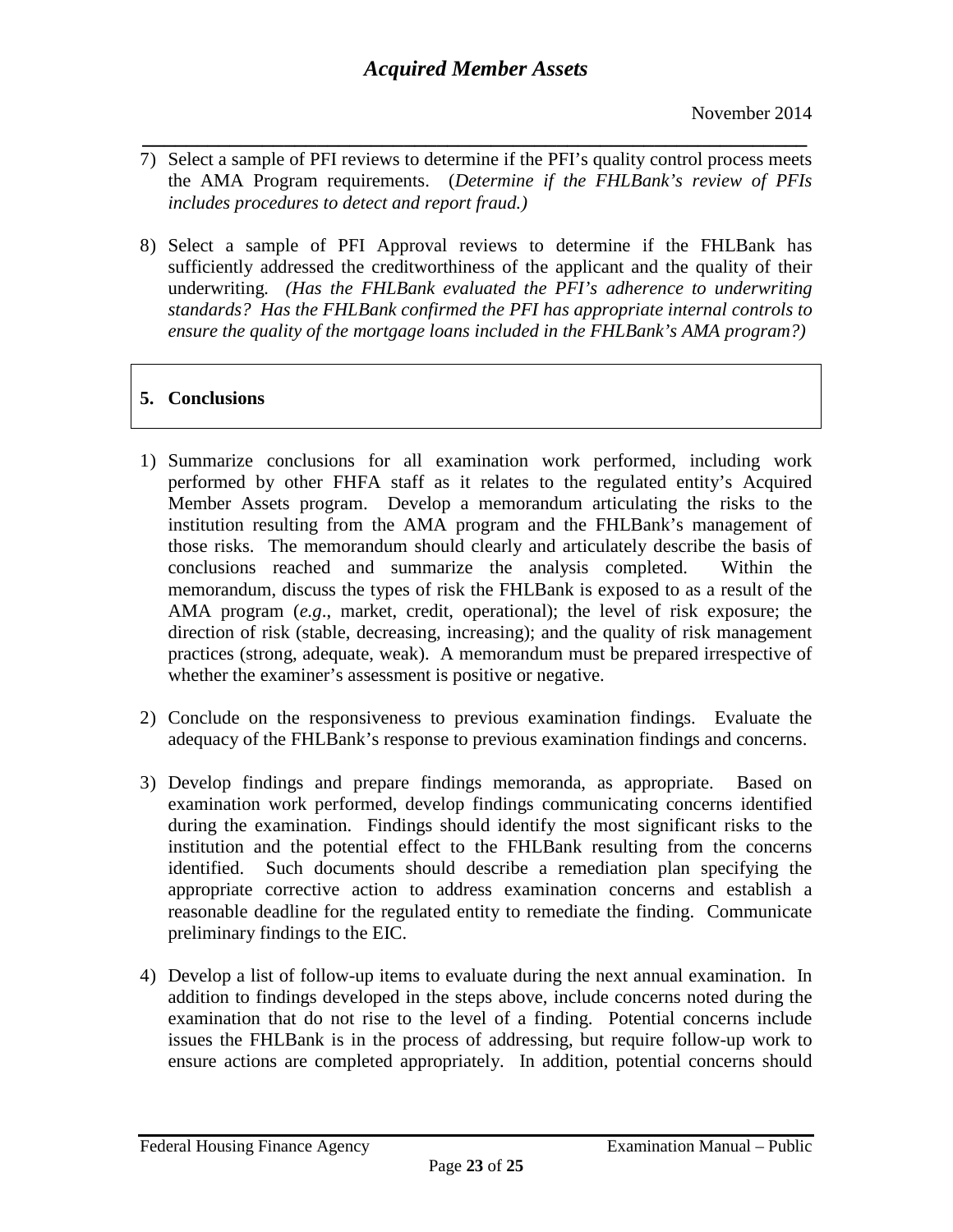7) Select a sample of PFI reviews to determine if the PFI's quality control process meets the AMA Program requirements. (*Determine if the FHLBank's review of PFIs includes procedures to detect and report fraud.)*

8) Select a sample of PFI Approval reviews to determine if the FHLBank has sufficiently addressed the creditworthiness of the applicant and the quality of their underwriting. *(Has the FHLBank evaluated the PFI's adherence to underwriting standards? Has the FHLBank confirmed the PFI has appropriate internal controls to ensure the quality of the mortgage loans included in the FHLBank's AMA program?)*

## 5. Conclusions

1) Summarize conclusions for all examination work performed, including work performed by other FHFA staff as it relates to the regulated entity's Acquired Member Assets program. Develop a memorandum articulating the risks to the institution resulting from the AMA program and the FHLBank's management of those risks. The memorandum should clearly and articulately describe the basis of conclusions reached and summarize the analysis completed. Within the memorandum, discuss the types of risk the FHLBank is exposed to as a result of the AMA program (*e.g*., market, credit, operational); the level of risk exposure; the direction of risk (stable, decreasing, increasing); and the quality of risk management practices (strong, adequate, weak). A memorandum must be prepared irrespective of whether the examiner's assessment is positive or negative.

2) Conclude on the responsiveness to previous examination findings. Evaluate the adequacy of the FHLBank's response to previous examination findings and concerns.

3) Develop findings and prepare findings memoranda, as appropriate. Based on examination work performed, develop findings communicating concerns identified during the examination. Findings should identify the most significant risks to the institution and the potential effect to the FHLBank resulting from the concerns identified. Such documents should describe a remediation plan specifying the appropriate corrective action to address examination concerns and establish a reasonable deadline for the regulated entity to remediate the finding. Communicate preliminary findings to the EIC.

4) Develop a list of follow-up items to evaluate during the next annual examination. In addition to findings developed in the steps above, include concerns noted during the examination that do not rise to the level of a finding. Potential concerns include issues the FHLBank is in the process of addressing, but require follow-up work to ensure actions are completed appropriately. In addition, potential concerns should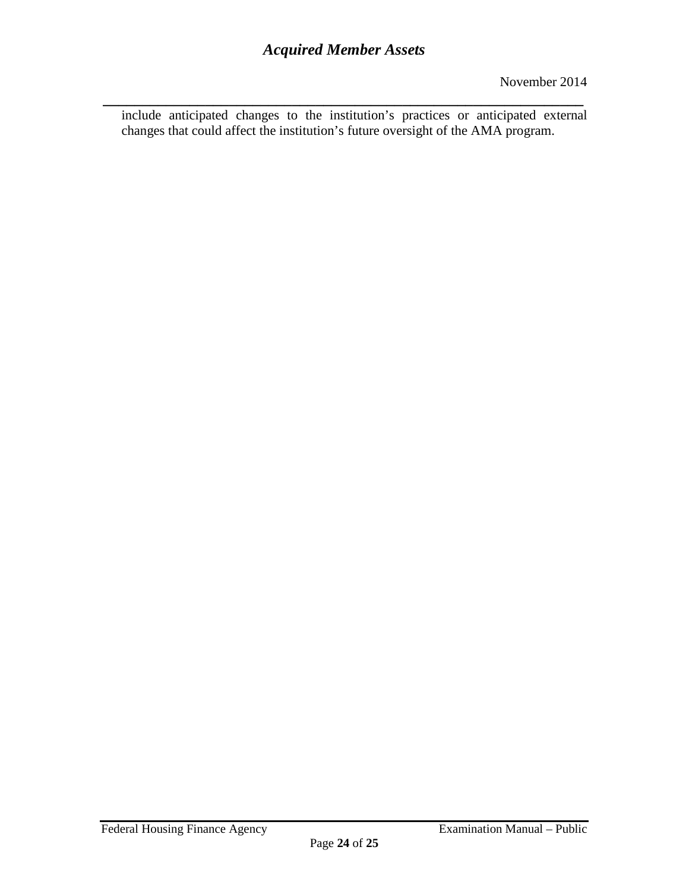include anticipated changes to the institution's practices or anticipated external changes that could affect the institution's future oversight of the AMA program.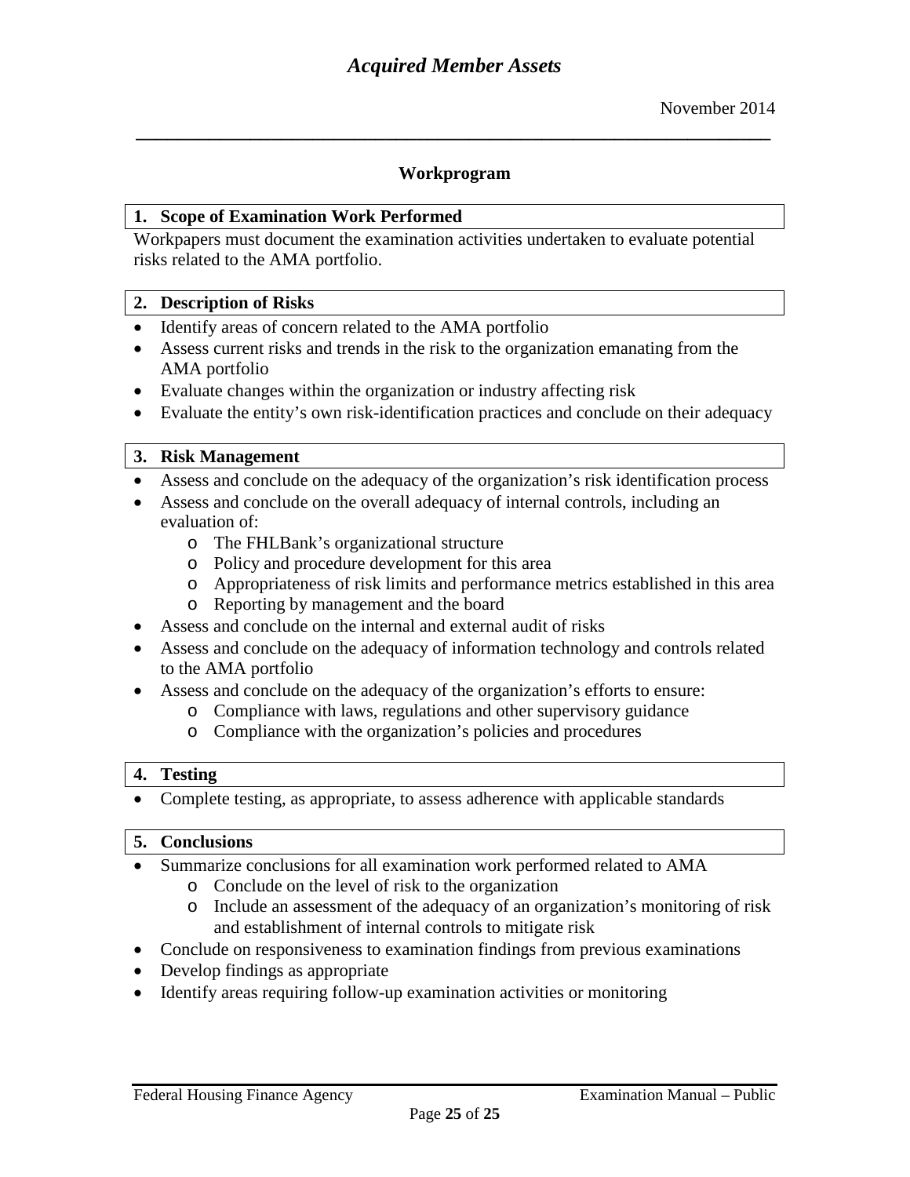## Workprogram

### 1. Scope of Examination Work Performed

Workpapers must document the examination activities undertaken to evaluate potential risks related to the AMA portfolio.

### 2. Description of Risks

- Identify areas of concern related to the AMA portfolio
- Assess current risks and trends in the risk to the organization emanating from the AMA portfolio
- Evaluate changes within the organization or industry affecting risk
- Evaluate the entity's own risk-identification practices and conclude on their adequacy

### 3. Risk Management

- Assess and conclude on the adequacy of the organization's risk identification process
- Assess and conclude on the overall adequacy of internal controls, including an evaluation of:
  - The FHLBank's organizational structure
  - Policy and procedure development for this area
  - Appropriateness of risk limits and performance metrics established in this area
  - Reporting by management and the board
- Assess and conclude on the internal and external audit of risks
- Assess and conclude on the adequacy of information technology and controls related to the AMA portfolio
- Assess and conclude on the adequacy of the organization's efforts to ensure:
  - Compliance with laws, regulations and other supervisory guidance
  - Compliance with the organization's policies and procedures

### 4. Testing

- Complete testing, as appropriate, to assess adherence with applicable standards

### 5. Conclusions

- Summarize conclusions for all examination work performed related to AMA
  - Conclude on the level of risk to the organization
  - Include an assessment of the adequacy of an organization's monitoring of risk and establishment of internal controls to mitigate risk
- Conclude on responsiveness to examination findings from previous examinations
- Develop findings as appropriate
- Identify areas requiring follow-up examination activities or monitoring